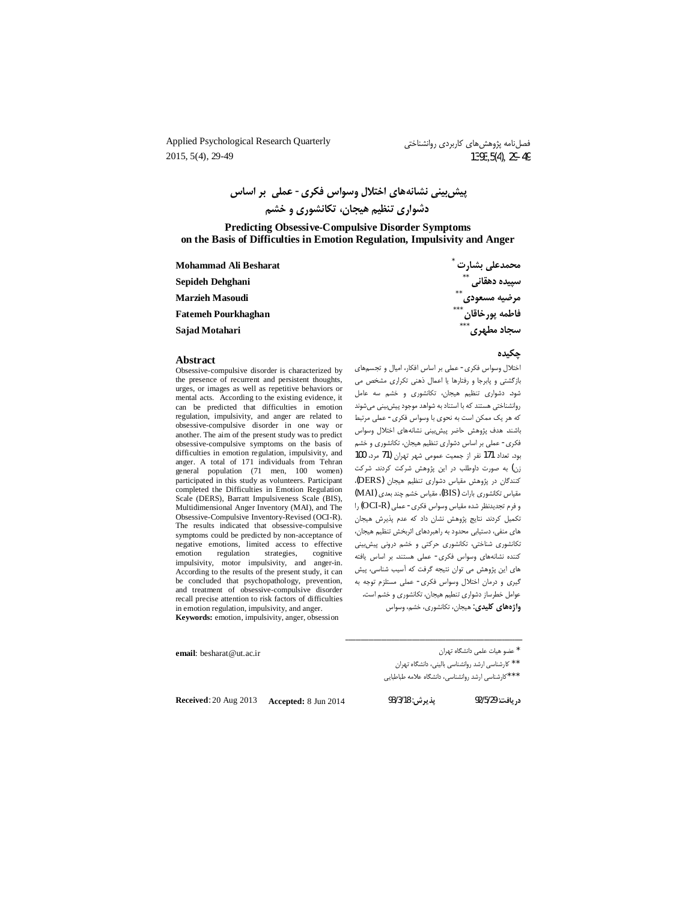# پیش‌بینی نشانه‌های اختلال وسواس فکری- عملی بر اساس دشواری تنظیم هیجان، تکانشوری و خشم

# Predicting Obsessive-Compulsive Disorder Symptoms on the Basis of Difficulties in Emotion Regulation, Impulsivity and Anger

**محمدعلی بشارت** [*]
**سپیده دهقانی** [**]
**مرضیه مسعودی** [**]
**فاطمه پورخاقان** [***]
**سجاد مطهری** [***]

**Mohammad Ali Besharat**
**Sepideh Dehghani**
**Marzieh Masoudi**
**Fatemeh Pourkhaghan**
**Sajad Motahari**

## چکیده

اختلال وسواس فکری- عملی بر اساس افکار، امیال و تجسم‌های بازگشتی و پابرجا و رفتارها یا اعمال ذهنی تکراری مشخص می شود. دشواری تنظیم هیجان، تکانشوری و خشم سه عامل روانشناختی هستند که با استناد به شواهد موجود پیش‌بینی می‌شوند که هر یک ممکن است به نحوی با وسواس فکری- عملی مرتبط باشند. هدف پژوهش حاضر پیش‌بینی نشانه‌های اختلال وسواس فکری- عملی بر اساس دشواری تنظیم هیجان، تکانشوری و خشم بود. تعداد 171 نفر از جمعیت عمومی شهر تهران (71 مرد، 100 زن) به صورت داوطلب در این پژوهش شرکت کردند. شرکت کنندگان در پژوهش مقیاس دشواری تنظیم هیجان (DERS)، مقیاس تکانشوری بارات (BIS)، مقیاس خشم چند بعدی (MAI) و فرم تجدیدنظر شده مقیاس وسواس فکری- عملی (OCI-R) را تکمیل کردند. نتایج پژوهش نشان داد که عدم پذیرش هیجان های منفی، دستیابی محدود به راهبردهای اثربخش تنظیم هیجان، تکانشوری شناختی، تکانشوری حرکتی و خشم درونی پیش‌بینی کننده نشانه‌های وسواس فکری- عملی هستند. بر اساس یافته های این پژوهش می توان نتیجه گرفت که آسیب شناسی، پیش گیری و درمان اختلال وسواس فکری- عملی مستلزم توجه به عوامل خطرساز دشواری تنظیم هیجان، تکانشوری و خشم است.

**واژه‌های کلیدی:** هیجان، تکانشوری، خشم، وسواس

## Abstract

Obsessive-compulsive disorder is characterized by the presence of recurrent and persistent thoughts, urges, or images as well as repetitive behaviors or mental acts. According to the existing evidence, it can be predicted that difficulties in emotion regulation, impulsivity, and anger are related to obsessive-compulsive disorder in one way or another. The aim of the present study was to predict obsessive-compulsive symptoms on the basis of difficulties in emotion regulation, impulsivity, and anger. A total of 171 individuals from Tehran general population (71 men, 100 women) participated in this study as volunteers. Participant completed the Difficulties in Emotion Regulation Scale (DERS), Barratt Impulsiveness Scale (BIS), Multidimensional Anger Inventory (MAI), and The Obsessive-Compulsive Inventory-Revised (OCI-R). The results indicated that obsessive-compulsive symptoms could be predicted by non-acceptance of negative emotions, limited access to effective emotion regulation strategies, cognitive impulsivity, motor impulsivity, and anger-in. According to the results of the present study, it can be concluded that psychopathology, prevention, and treatment of obsessive-compulsive disorder recall precise attention to risk factors of difficulties in emotion regulation, impulsivity, and anger.

**Keywords:** emotion, impulsivity, anger, obsession

---

[*] عضو هیات علمی دانشگاه تهران

[**] کارشناسی ارشد روانشناسی بالینی، دانشگاه تهران

[***] کارشناسی ارشد روانشناسی، دانشگاه علامه طباطبایی

**email**: besharat@ut.ac.ir

**دریافت:** 92/5/29 **پذیرش:** 93/3/18

**Received**: 20 Aug 2013 **Accepted:** 8 Jun 2014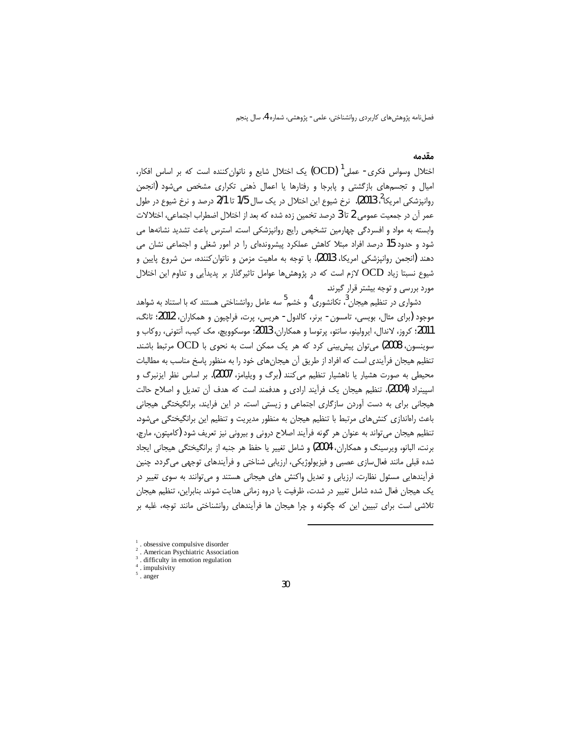## مقدمه

اختلال وسواس فکری- عملی[1] (OCD) یک اختلال شایع و ناتوان‌کننده است که بر اساس افکار، امیال و تجسم‌های بازگشتی و پابرجا و رفتارها یا اعمال ذهنی تکراری مشخص می‌شود (انجمن روانپزشکی امریکا[2]، 2013). نرخ شیوع این اختلال در یک سال 1/5 تا 2/1 درصد و نرخ شیوع در طول عمر آن در جمعیت عمومی 2 تا 3 درصد تخمین زده شده که بعد از اختلال اضطراب اجتماعی، اختلالات وابسته به مواد و افسردگی چهارمین تشخیص رایج روانپزشکی است. استرس باعث تشدید نشانه‌ها می شود و حدود 15 درصد افراد مبتلا کاهش عملکرد پیشرونده‌ای را در امور شغلی و اجتماعی نشان می دهند (انجمن روانپزشکی امریکا، 2013). با توجه به ماهیت مزمن و ناتوان‌کننده، سن شروع پایین و شیوع نسبتا زیاد OCD لازم است که در پژوهش‌ها عوامل تاثیرگذار بر پدیدآیی و تداوم این اختلال مورد بررسی و توجه بیشتر قرار گیرند.

دشواری در تنظیم هیجان[3]، تکانشوری[4] و خشم[5] سه عامل روانشناختی هستند که با استناد به شواهد موجود (برای مثال، بویسی، تامسون- برنر، کالدول- هریس، پرت، فراچیون و همکاران، 2012؛ تانگ، 2011؛ کروز، لاندال، ایرولینو، سانتو، پرتوسا و همکاران، 2013؛ موسکوویچ، مک کیب، آنتونی، روکاب و سوینسون، 2008) می‌توان پیش‌بینی کرد که هر یک ممکن است به نحوی با OCD مرتبط باشند. تنظیم هیجان فرآیندی است که افراد از طریق آن هیجان‌های خود را به منظور پاسخ مناسب به مطالبات محیطی به صورت هشیار یا ناهشیار تنظیم می‌کنند (برگ و ویلیامز، 2007). بر اساس نظر ایزنبرگ و اسپینراد (2004)، تنظیم هیجان یک فرآیند ارادی و هدفمند است که هدف آن تعدیل و اصلاح حالت هیجانی برای به دست آوردن سازگاری اجتماعی و زیستی است. در این فرایند، برانگیختگی هیجانی باعث راه‌اندازی کنش‌های مرتبط با تنظیم هیجان به منظور مدیریت و تنظیم این برانگیختگی می‌شود. تنظیم هیجان می‌تواند به عنوان هر گونه فرآیند اصلاح درونی و بیرونی نیز تعریف شود (کامپتون، مارچ، برنت، الیانو، ویرسینگ و همکاران، 2004) و شامل تغییر یا حفظ هر جنبه از برانگیختگی هیجانی ایجاد شده قبلی مانند فعال‌سازی عصبی و فیزیولوژیکی، ارزیابی شناختی و فرآیندهای توجهی می‌گردد. چنین فرآیندهایی مسئول نظارت، ارزیابی و تعدیل واکنش های هیجانی هستند و می‌توانند به سوی تغییر در یک هیجان فعال شده شامل تغییر در شدت، ظرفیت یا دروه زمانی هدایت شوند. بنابراین، تنظیم هیجان تلاشی است برای تبیین این که چگونه و چرا هیجان ها فرآیندهای روانشناختی مانند توجه، غلبه بر

---

[1]. obsessive compulsive disorder
[2]. American Psychiatric Association
[3]. difficulty in emotion regulation
[4]. impulsivity
[5]. anger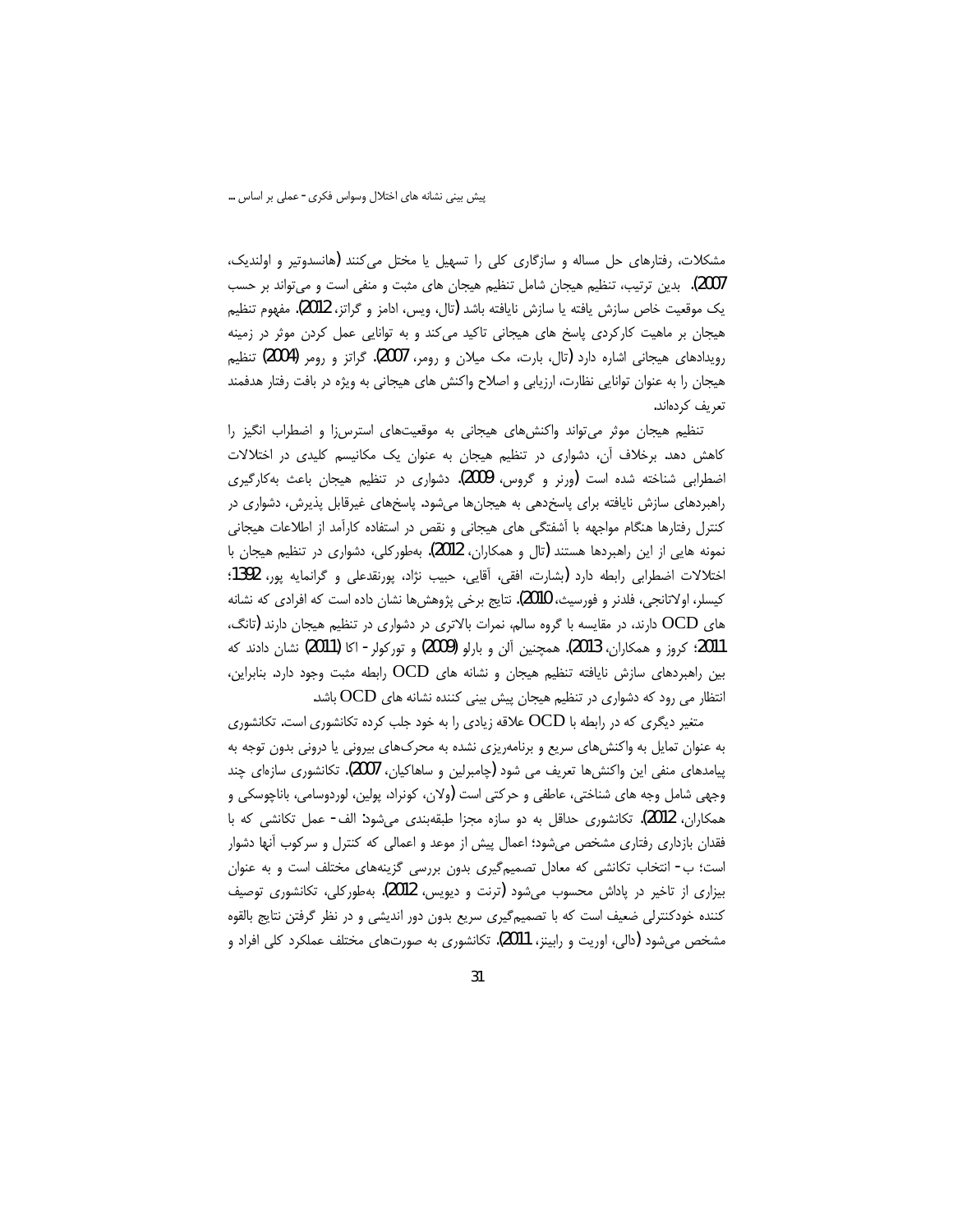مشکلات، رفتارهای حل مساله و سازگاری کلی را تسهیل یا مختل می‌کنند (هانسدوتیر و اولندیک، 2007). بدین ترتیب، تنظیم هیجان شامل تنظیم هیجان های مثبت و منفی است و می‌تواند بر حسب یک موقعیت خاص سازش یافته یا سازش نایافته باشد (تال، ویس، ادامز و گراتز، 2012). مفهوم تنظیم هیجان بر ماهیت کارکردی پاسخ های هیجانی تاکید می‌کند و به توانایی عمل کردن موثر در زمینه رویدادهای هیجانی اشاره دارد (تال، بارت، مک میلان و رومر، 2007). گراتز و رومر (2004) تنظیم هیجان را به عنوان توانایی نظارت، ارزیابی و اصلاح واکنش های هیجانی به ویژه در بافت رفتار هدفمند تعریف کرده‌اند.

تنظیم هیجان موثر می‌تواند واکنش‌های هیجانی به موقعیت‌های استرس‌زا و اضطراب انگیز را کاهش دهد. برخلاف آن، دشواری در تنظیم هیجان به عنوان یک مکانیسم کلیدی در اختلالات اضطرابی شناخته شده است (ورنر و گروس، 2009). دشواری در تنظیم هیجان باعث به‌کارگیری راهبردهای سازش نایافته برای پاسخ‌دهی به هیجان‌ها می‌شود. پاسخ‌های غیرقابل پذیرش، دشواری در کنترل رفتارها هنگام مواجهه با آشفتگی های هیجانی و نقص در استفاده کارآمد از اطلاعات هیجانی نمونه هایی از این راهبردها هستند (تال و همکاران، 2012). به‌طورکلی، دشواری در تنظیم هیجان با اختلالات اضطرابی رابطه دارد (بشارت، افقی، آقایی، حبیب نژاد، پورنقدعلی و گرانمایه پور، 1392؛ کیسلر، اولاتانجی، فلدنر و فورسیث، 2010). نتایج برخی پژوهش‌ها نشان داده است که افرادی که نشانه های OCD دارند، در مقایسه با گروه سالم، نمرات بالاتری در دشواری در تنظیم هیجان دارند (تانگ، 2011؛ کروز و همکاران، 2013). همچنین آلن و بارلو (2009) و تورکولر- اکا (2011) نشان دادند که بین راهبردهای سازش نایافته تنظیم هیجان و نشانه های OCD رابطه مثبت وجود دارد. بنابراین، انتظار می رود که دشواری در تنظیم هیجان پیش بینی کننده نشانه های OCD باشد.

متغیر دیگری که در رابطه با OCD علاقه زیادی را به خود جلب کرده تکانشوری است. تکانشوری به عنوان تمایل به واکنش‌های سریع و برنامه‌ریزی نشده به محرک‌های بیرونی یا درونی بدون توجه به پیامدهای منفی این واکنش‌ها تعریف می شود (چامبرلین و ساهاکیان، 2007). تکانشوری سازه‌ای چند وجهی شامل وجه های شناختی، عاطفی و حرکتی است (ولان، کونراد، پولین، لوردوسامی، باناچوسکی و همکاران، 2012). تکانشوری حداقل به دو سازه مجزا طبقه‌بندی می‌شود: الف- عمل تکانشی که با فقدان بازداری رفتاری مشخص می‌شود؛ اعمال پیش از موعد و اعمالی که کنترل و سرکوب آنها دشوار است؛ ب- انتخاب تکانشی که معادل تصمیم‌گیری بدون بررسی گزینه‌های مختلف است و به عنوان بیزاری از تاخیر در پاداش محسوب می‌شود (ترنت و دیویس، 2012). به‌طورکلی، تکانشوری توصیف کننده خودکنترلی ضعیف است که با تصمیم‌گیری سریع بدون دور اندیشی و در نظر گرفتن نتایج بالقوه مشخص می‌شود (دالی، اوریت و رابینز، 2011). تکانشوری به صورت‌های مختلف عملکرد کلی افراد و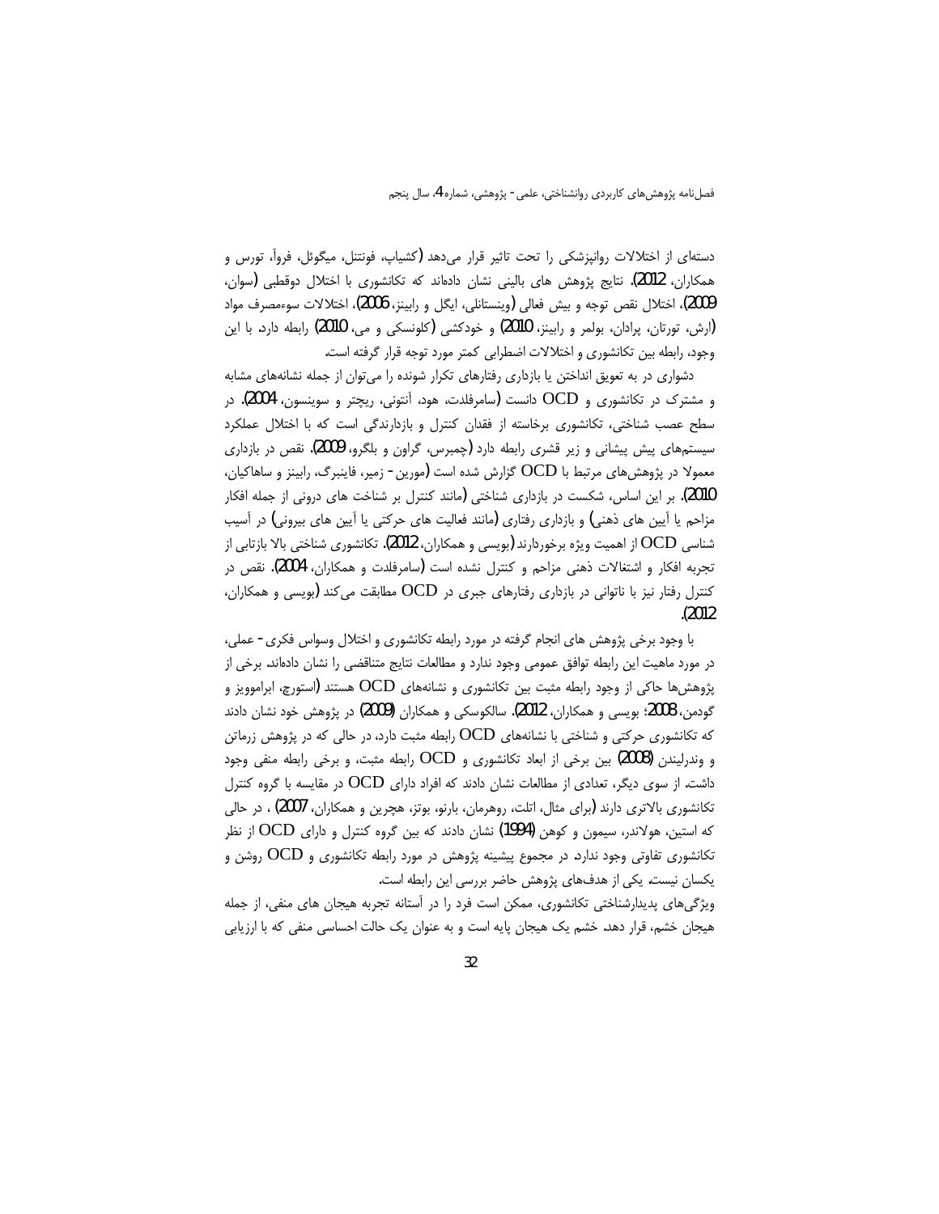دسته‌ای از اختلالات روانپزشکی را تحت تاثیر قرار می‌دهد (کشیاپ، فونتنل، میگوئل، فروآ، تورس و همکاران، 2012). نتایج پژوهش های بالینی نشان داده‌اند که تکانشوری با اختلال دوقطبی (سوان، 2009)، اختلال نقص توجه و بیش فعالی (وینستانلی، ایگل و رابینز، 2006)، اختلالات سوءمصرف مواد (ارش، تورتان، پرادان، بولمر و رابینز، 2010) و خودکشی (کلونسکی و می، 2010) رابطه دارد. با این وجود، رابطه بین تکانشوری و اختلالات اضطرابی کمتر مورد توجه قرار گرفته است.

دشواری در به تعویق انداختن یا بازداری رفتارهای تکرار شونده را می‌توان از جمله نشانه‌های مشابه و مشترک در تکانشوری و OCD دانست (سامرفلدت، هود، آنتونی، ریچتر و سوینسون، 2004). در سطح عصب شناختی، تکانشوری برخاسته از فقدان کنترل و بازدارندگی است که با اختلال عملکرد سیستم‌های پیش پیشانی و زیر قشری رابطه دارد (چمبرس، گراون و بلگرو، 2009). نقص در بازداری معمولا در پژوهش‌های مرتبط با OCD گزارش شده است (مورین- زمیر، فاینبرگ، رابینز و ساهاکیان، 2010). بر این اساس، شکست در بازداری شناختی (مانند کنترل بر شناخت های درونی از جمله افکار مزاحم یا آیین های ذهنی) و بازداری رفتاری (مانند فعالیت های حرکتی یا آیین های بیرونی) در آسیب شناسی OCD از اهمیت ویژه برخوردارند (بویسی و همکاران، 2012). تکانشوری شناختی بالا بازتابی از تجربه افکار و اشتغالات ذهنی مزاحم و کنترل نشده است (سامرفلدت و همکاران، 2004). نقص در کنترل رفتار نیز با ناتوانی در بازداری رفتارهای جبری در OCD مطابقت می‌کند (بویسی و همکاران، 2012).

با وجود برخی پژوهش های انجام گرفته در مورد رابطه تکانشوری و اختلال وسواس فکری- عملی، در مورد ماهیت این رابطه توافق عمومی وجود ندارد و مطالعات نتایج متناقضی را نشان داده‌اند. برخی از پژوهش‌ها حاکی از وجود رابطه مثبت بین تکانشوری و نشانه‌های OCD هستند (استورچ، ابراموویز و گودمن، 2008؛ بویسی و همکاران، 2012). سالکوسکی و همکاران (2009) در پژوهش خود نشان دادند که تکانشوری حرکتی و شناختی با نشانه‌های OCD رابطه مثبت دارد، در حالی که در پژوهش زرماتن و وندرلیندن (2008) بین برخی از ابعاد تکانشوری و OCD رابطه مثبت، و برخی رابطه منفی وجود داشت. از سوی دیگر، تعدادی از مطالعات نشان دادند که افراد دارای OCD در مقایسه با گروه کنترل تکانشوری بالاتری دارند (برای مثال، اتلت، روهرمان، بارنو، بوتز، هچرین و همکاران، 2007) ، در حالی که استین، هولاندر، سیمون و کوهن (1994) نشان دادند که بین گروه کنترل و دارای OCD از نظر تکانشوری تفاوتی وجود ندارد. در مجموع پیشینه پژوهش در مورد رابطه تکانشوری و OCD روشن و یکسان نیست. یکی از هدف‌های پژوهش حاضر بررسی این رابطه است.

ویژگی‌های پدیدارشناختی تکانشوری، ممکن است فرد را در آستانه تجربه هیجان های منفی، از جمله هیجان خشم، قرار دهد. خشم یک هیجان پایه است و به عنوان یک حالت احساسی منفی که با ارزیابی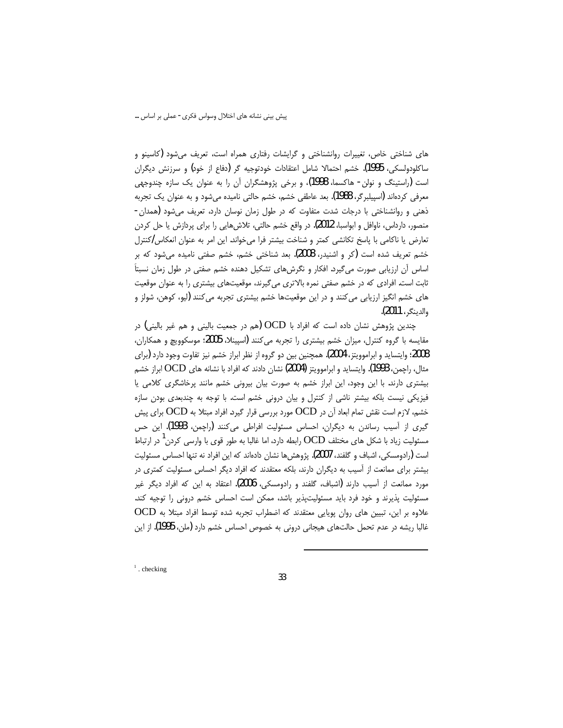های شناختی خاص، تغییرات روانشناختی و گرایشات رفتاری همراه است، تعریف می‌شود (کاسینو و ساکلودولسکی، 1995). خشم احتمالا شامل اعتقادات خودتوجیه گر (دفاع از خود) و سرزنش دیگران است (راستینگ و نولن- هاکسما، 1998)، و برخی پژوهشگران آن را به عنوان یک سازه چندوجهی معرفی کرده‌اند (اسپیلبرگر، 1988). بعد عاطفی خشم، خشم حالتی نامیده می‌شود و به عنوان یک تجربه ذهنی و روانشناختی با درجات شدت متفاوت که در طول زمان نوسان دارد، تعریف می‌شود (همدان- منصور، درداس، ناوافل و ابواسبا، 2012). در واقع خشم حالتی، تلاش‌هایی را برای پردازش یا حل کردن تعارض یا ناکامی با پاسخ تکانشی کمتر و شناخت بیشتر فرا می‌خواند. این امر به عنوان انعکاس/کنترل خشم تعریف شده است (کر و اشنیدر، 2008). بعد شناختی خشم، خشم صفتی نامیده می‌شود که بر اساس آن ارزیابی صورت می‌گیرد. افکار و نگرش‌های تشکیل دهنده خشم صفتی در طول زمان نسبتاً ثابت است. افرادی که در خشم صفتی نمره بالاتری می‌گیرند، موقعیت‌های بیشتری را به عنوان موقعیت های خشم انگیز ارزیابی می‌کنند و در این موقعیت‌ها خشم بیشتری تجربه می‌کنند (لیو، کوهن، شولز و والدینگر، 2011).

چندین پژوهش نشان داده است که افراد با OCD (هم در جمعیت بالینی و هم غیر بالینی) در مقایسه با گروه کنترل، میزان خشم بیشتری را تجربه می‌کنند (اسپینلا، 2005؛ موسکوویچ و همکاران، 2008؛ وایتساید و ابراموویتز، 2004). همچنین بین دو گروه از نظر ابراز خشم نیز تفاوت وجود دارد (برای مثال، راچمن، 1993). وایتساید و ابراموویتز (2004) نشان دادند که افراد با نشانه های OCD ابراز خشم بیشتری دارند. با این وجود، این ابراز خشم به صورت بیان بیرونی خشم مانند پرخاشگری کلامی یا فیزیکی نیست بلکه بیشتر ناشی از کنترل و بیان درونی خشم است. با توجه به چندبعدی بودن سازه خشم، لازم است نقش تمام ابعاد آن در OCD مورد بررسی قرار گیرد افراد مبتلا به OCD برای پیش گیری از آسیب رساندن به دیگران، احساس مسئولیت افراطی می‌کنند (راچمن، 1993). این حس مسئولیت زیاد با شکل های مختلف OCD رابطه دارد، اما غالبا به طور قوی با وارسی کردن[1] در ارتباط است (رادومسکی، اشباف و گلفند، 2007). پژوهش‌ها نشان داده‌اند که این افراد نه تنها احساس مسئولیت بیشتر برای ممانعت از آسیب به دیگران دارند، بلکه معتقدند که افراد دیگر احساس مسئولیت کمتری در مورد ممانعت از آسیب دارند (اشباف، گلفند و رادومسکی، 2006). اعتقاد به این که افراد دیگر غیر مسئولیت پذیرند و خود فرد باید مسئولیت‌پذیر باشد، ممکن است احساس خشم درونی را توجیه کند. علاوه بر این، تبیین های روان پویایی معتقدند که اضطراب تجربه شده توسط افراد مبتلا به OCD غالبا ریشه در عدم تحمل حالت‌های هیجانی درونی به خصوص احساس خشم دارد (ملن، 1995). از این

---

[1]. checking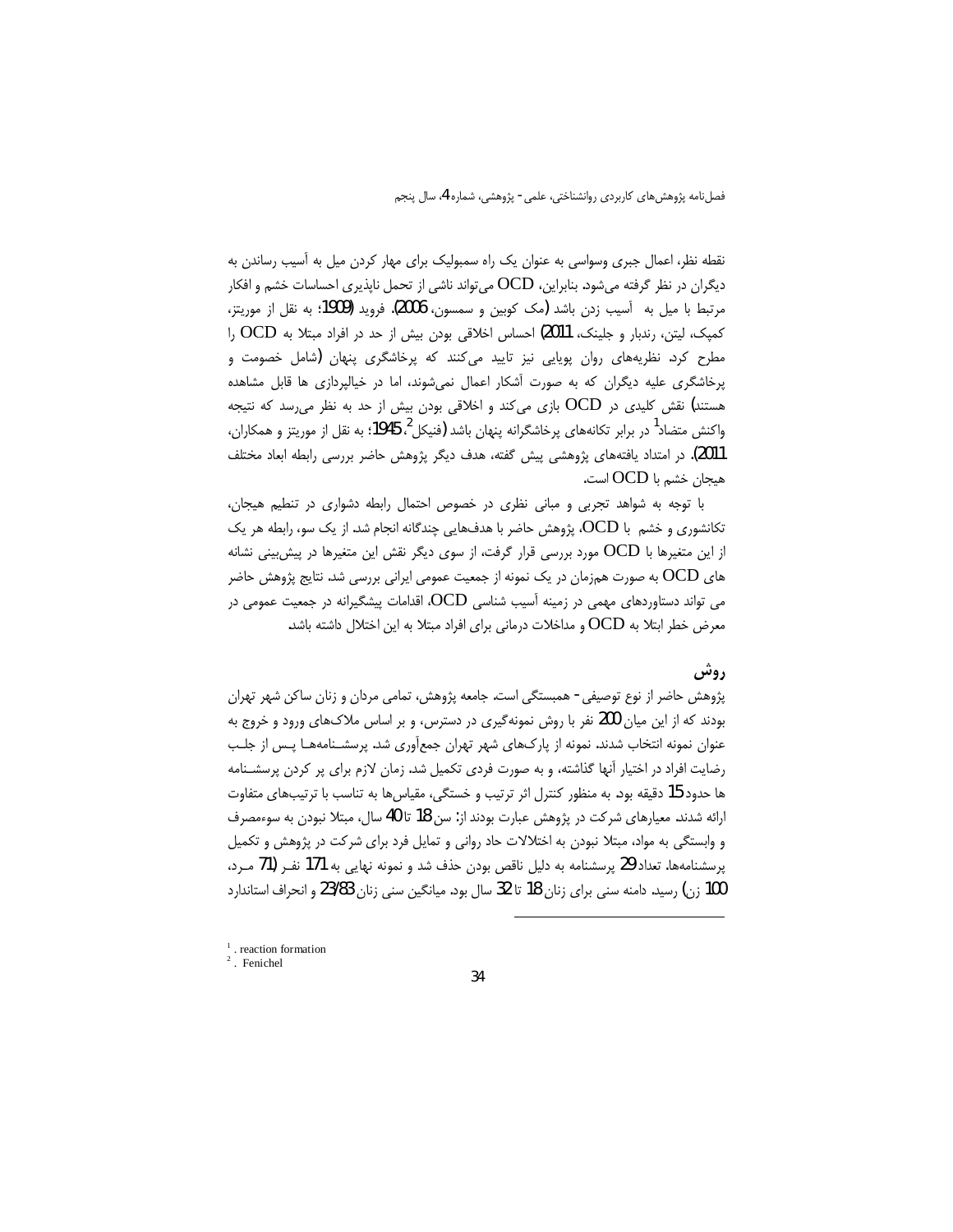نقطه نظر، اعمال جبری وسواسی به عنوان یک راه سمبولیک برای مهار کردن میل به آسیب رساندن به دیگران در نظر گرفته می‌شود. بنابراین، OCD می‌تواند ناشی از تحمل ناپذیری احساسات خشم و افکار مرتبط با میل به آسیب زدن باشد (مک کوبین و سمسون، 2006). فروید (1909؛ به نقل از موریتز، کمپک، لیتن، رندبار و جلینک، 2011) احساس اخلاقی بودن بیش از حد در افراد مبتلا به OCD را مطرح کرد. نظریه‌های روان پویایی نیز تایید می‌کنند که پرخاشگری پنهان (شامل خصومت و پرخاشگری علیه دیگران که به صورت آشکار اعمال نمی‌شوند، اما در خیالپردازی ها قابل مشاهده هستند) نقش کلیدی در OCD بازی می‌کند و اخلاقی بودن بیش از حد به نظر می‌رسد که نتیجه واکنش متضاد[1] در برابر تکانه‌های پرخاشگرانه پنهان باشد (فنیکل[2]، 1945؛ به نقل از موریتز و همکاران، 2011). در امتداد یافته‌های پژوهشی پیش گفته، هدف دیگر پژوهش حاضر بررسی رابطه ابعاد مختلف هیجان خشم با OCD است.

با توجه به شواهد تجربی و مبانی نظری در خصوص احتمال رابطه دشواری در تنظیم هیجان، تکانشوری و خشم با OCD، پژوهش حاضر با هدفهایی چندگانه انجام شد. از یک سو، رابطه هر یک از این متغیرها با OCD مورد بررسی قرار گرفت، از سوی دیگر نقش این متغیرها در پیش‌بینی نشانه های OCD به صورت هم‌زمان در یک نمونه از جمعیت عمومی ایرانی بررسی شد. نتایج پژوهش حاضر می تواند دستاوردهای مهمی در زمینه آسیب شناسی OCD، اقدامات پیشگیرانه در جمعیت عمومی در معرض خطر ابتلا به OCD و مداخلات درمانی برای افراد مبتلا به این اختلال داشته باشد.

## روش

پژوهش حاضر از نوع توصیفی- همبستگی است. جامعه پژوهش، تمامی مردان و زنان ساکن شهر تهران بودند که از این میان 200 نفر با روش نمونه‌گیری در دسترس، و بر اساس ملاک‌های ورود و خروج به عنوان نمونه انتخاب شدند. نمونه از پارک‌های شهر تهران جمع‌آوری شد. پرسشنامه‌ها پس از جلب رضایت افراد در اختیار آنها گذاشته، و به صورت فردی تکمیل شد. زمان لازم برای پر کردن پرسشنامه ها حدود 15 دقیقه بود. به منظور کنترل اثر ترتیب و خستگی، مقیاس‌ها به تناسب با ترتیب‌های متفاوت ارائه شدند. معیارهای شرکت در پژوهش عبارت بودند از: سن 18 تا 40 سال، مبتلا نبودن به سوءمصرف و وابستگی به مواد، مبتلا نبودن به اختلالات حاد روانی و تمایل فرد برای شرکت در پژوهش و تکمیل پرسشنامه‌ها. تعداد 29 پرسشنامه به دلیل ناقص بودن حذف شد و نمونه نهایی به 171 نفر (71 مرد، 100 زن) رسید. دامنه سنی برای زنان 18 تا 32 سال بود. میانگین سنی زنان 23/83 و انحراف استاندارد

---

[1]. reaction formation

[2]. Fenichel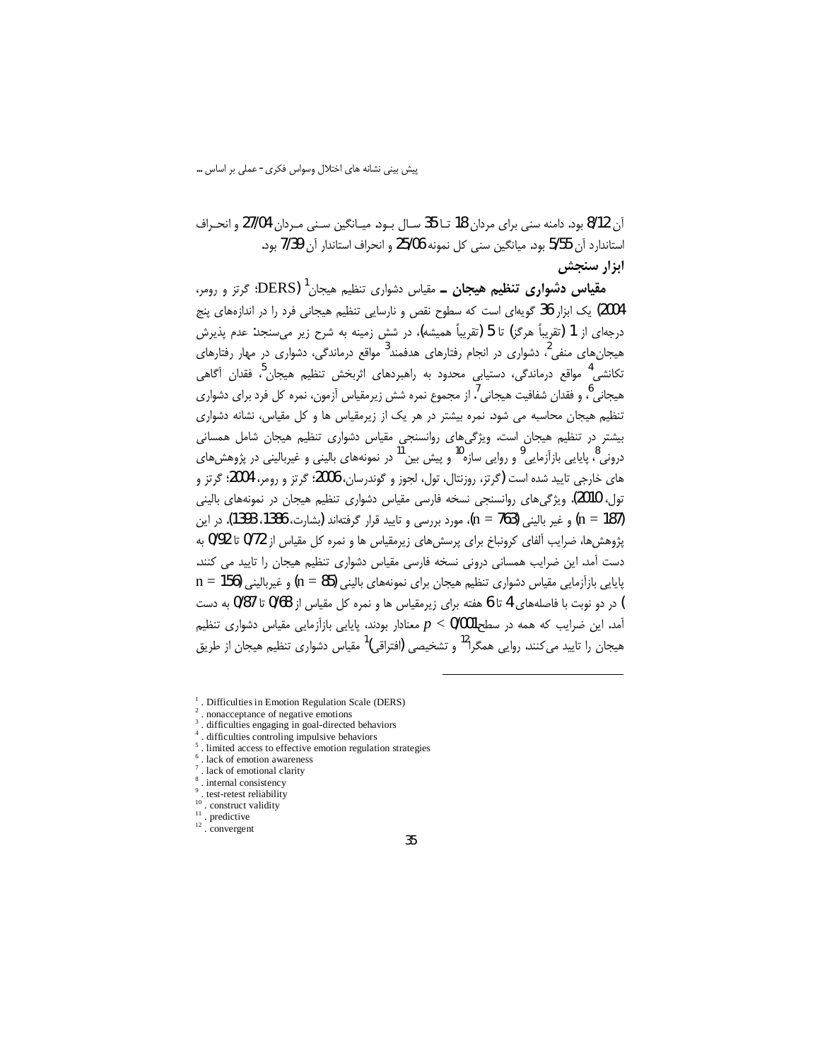آن 8/12 بود. دامنه سنی برای مردان 18 تـا 35 سـال بـود. میـانگین سـنی مـردان 27/04 و انحـراف استاندارد آن 5/55 بود. میانگین سنی کل نمونه 25/06 و انحراف استاندارد آن 7/39 بود.

**ابزار سنجش**

**مقیاس دشواری تنظیم هیجان ـ** مقیاس دشواری تنظیم هیجان[1] (DERS؛ گرتز و رومر، 2004) یک ابزار 36 گویه‌ای است که سطوح نقص و نارسایی تنظیم هیجانی فرد را در اندازه‌های پنج درجه‌ای از 1 (تقریباً هرگز) تا 5 (تقریباً همیشه)، در شش زمینه به شرح زیر می‌سنجد: عدم پذیرش هیجان‌های منفی[2]، دشواری در انجام رفتارهای هدفمند[3] مواقع درماندگی، دشواری در مهار رفتارهای تکانشی[4] مواقع درماندگی، دستیابی محدود به راهبردهای اثربخش تنظیم هیجان[5]، فقدان آگاهی هیجانی[6]، و فقدان شفافیت هیجانی[7]. از مجموع نمره شش زیرمقیاس آزمون، نمره کل فرد برای دشواری تنظیم هیجان محاسبه می شود. نمره بیشتر در هر یک از زیرمقیاس ها و کل مقیاس، نشانه دشواری بیشتر در تنظیم هیجان است. ویژگی‌های روانسنجی مقیاس دشواری تنظیم هیجان شامل همسانی درونی[8]، پایایی بازآزمایی[9] و روایی سازه[10] و پیش بین[11] در نمونه‌های بالینی و غیربالینی در پژوهش‌های های خارجی تایید شده است (گرتز، روزنتال، تول، لجوز و گوندرسان، 2006؛ گرتز و رومر، 2004؛ گرتز و تول، 2010). ویژگی‌های روانسنجی نسخه فارسی مقیاس دشواری تنظیم هیجان در نمونه‌های بالینی ($n = 187$) و غیر بالینی ($n = 763$)، مورد بررسی و تایید قرار گرفته‌اند (بشارت، 1386، 1393). در این پژوهش‌ها، ضرایب آلفای کرونباخ برای پرسش‌های زیرمقیاس ها و نمره کل مقیاس از 0/72 تا 0/92 به دست آمد. این ضرایب همسانی درونی نسخه فارسی مقیاس دشواری تنظیم هیجان را تایید می کنند. پایایی بازآزمایی مقیاس دشواری تنظیم هیجان برای نمونه‌های بالینی ($n = 85$) و غیربالینی ($n = 156$) در دو نوبت با فاصله‌های 4 تا 6 هفته برای زیرمقیاس ها و نمره کل مقیاس از 0/68 تا 0/87 به دست آمد. این ضرایب که همه در سطح $p < 0/001$ معنادار بودند، پایایی بازآزمایی مقیاس دشواری تنظیم هیجان را تایید می‌کنند. روایی همگرا[12] و تشخیصی (افتراقی)[1] مقیاس دشواری تنظیم هیجان از طریق

---

[1]. Difficulties in Emotion Regulation Scale (DERS)
[2]. nonacceptance of negative emotions
[3]. difficulties engaging in goal-directed behaviors
[4]. difficulties controling impulsive behaviors
[5]. limited access to effective emotion regulation strategies
[6]. lack of emotion awareness
[7]. lack of emotional clarity
[8]. internal consistency
[9]. test-retest reliability
[10]. construct validity
[11]. predictive
[12]. convergent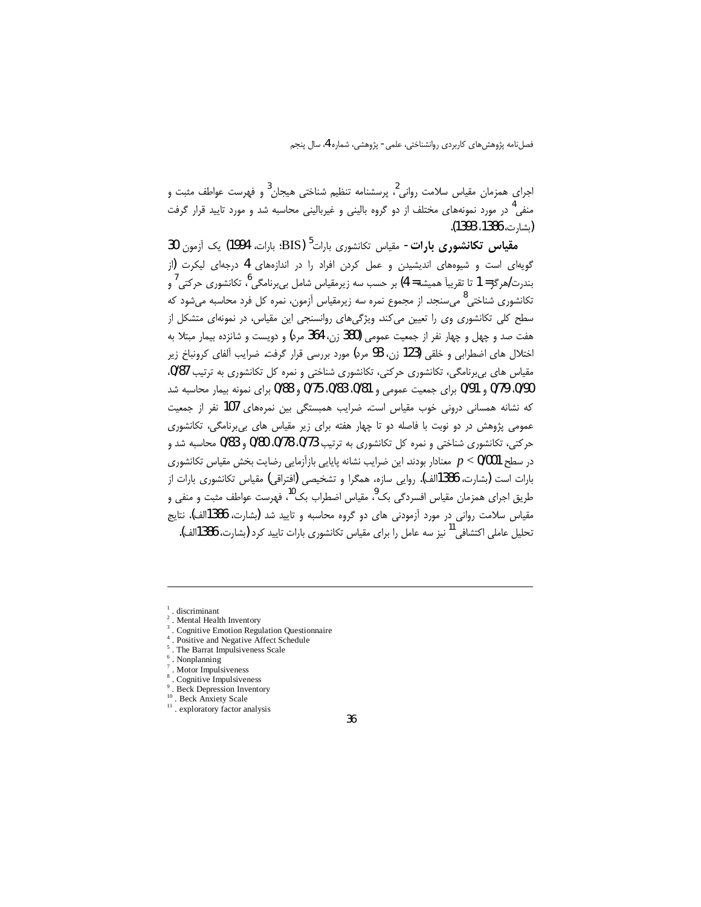اجرای همزمان مقیاس سلامت روانی[2]، پرسشنامه تنظیم شناختی هیجان[3] و فهرست عواطف مثبت و منفی[4] در مورد نمونه‌های مختلف از دو گروه بالینی و غیربالینی محاسبه شد و مورد تایید قرار گرفت (بشارت، 1386، 1393).

**مقیاس تکانشوری بارات**- مقیاس تکانشوری بارات[5] (BIS؛ بارات، 1994) یک آزمون 30 گویه‌ای است و شیوه‌های اندیشیدن و عمل کردن افراد را در اندازه‌های 4 درجه‌ای لیکرت (از بندرت/هرگز= 1 تا تقریباً همیشه= 4) بر حسب سه زیرمقیاس شامل بی‌برنامگی[6]، تکانشوری حرکتی[7] و تکانشوری شناختی[8] می‌سنجد. از مجموع نمره سه زیرمقیاس آزمون، نمره کل فرد محاسبه می‌شود که سطح کلی تکانشوری وی را تعیین می‌کند. ویژگی‌های روانسنجی این مقیاس، در نمونه‌ای متشکل از هفت صد و چهل و چهار نفر از جمعیت عمومی (380 زن، 364 مرد) و دویست و شانزده بیمار مبتلا به اختلال های اضطرابی و خلقی (123 زن، 93 مرد) مورد بررسی قرار گرفت. ضرایب آلفای کرونباخ زیر مقیاس های بی‌برنامگی، تکانشوری حرکتی، تکانشوری شناختی و نمره کل تکانشوری به ترتیب 0/87، 0/90، 0/79 و 0/91 برای جمعیت عمومی و 0/81، 0/83، 0/75 و 0/88 برای نمونه بیمار محاسبه شد که نشانه همسانی درونی خوب مقیاس است. ضرایب همبستگی بین نمره‌های 107 نفر از جمعیت عمومی پژوهش در دو نوبت با فاصله دو تا چهار هفته برای زیر مقیاس های بی‌برنامگی، تکانشوری حرکتی، تکانشوری شناختی و نمره کل تکانشوری به ترتیب 0/73، 0/78، 0/80 و 0/83 محاسبه شد و در سطح $p < 0/001$ معنادار بودند. این ضرایب نشانه پایایی بازآزمایی رضایت بخش مقیاس تکانشوری بارات است (بشارت، 1386الف). روایی سازه، همگرا و تشخیصی (افتراقی) مقیاس تکانشوری بارات از طریق اجرای همزمان مقیاس افسردگی بک[9]، مقیاس اضطراب بک[10]، فهرست عواطف مثبت و منفی و مقیاس سلامت روانی در مورد آزمودنی های دو گروه محاسبه و تایید شد (بشارت، 1386الف). نتایج تحلیل عاملی اکتشافی[11] نیز سه عامل را برای مقیاس تکانشوری بارات تایید کرد (بشارت، 1386الف).

---

[1] . discriminant
[2] . Mental Health Inventory
[3] . Cognitive Emotion Regulation Questionnaire
[4] . Positive and Negative Affect Schedule
[5] . The Barrat Impulsiveness Scale
[6] . Nonplanning
[7] . Motor Impulsiveness
[8] . Cognitive Impulsiveness
[9] . Beck Depression Inventory
[10] . Beck Anxiety Scale
[11] . exploratory factor analysis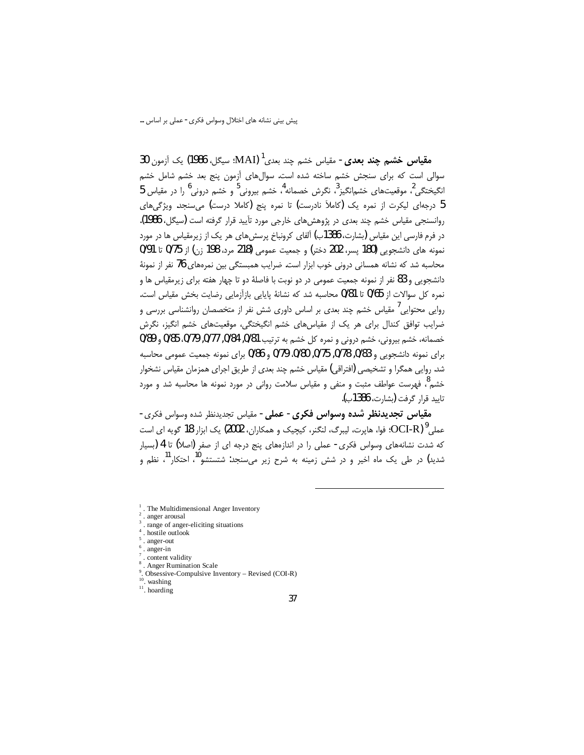**مقیاس خشم چند بعدی**- مقیاس خشم چند بعدی[1] (MAI؛ سیگل، 1986) یک آزمون 30 سوالی است که برای سنجش خشم ساخته شده است. سوال‌های آزمون پنج بعد خشم شامل خشم انگیختگی[2]، موقعیت‌های خشم‌انگیز[3]، نگرش خصمانه[4]، خشم بیرونی[5] و خشم درونی[6] را در مقیاس 5 درجه‌ای لیکرت از نمره یک (کاملاً نادرست) تا نمره پنج (کاملا درست) می‌سنجد. ویژگی‌های روانسنجی مقیاس خشم چند بعدی در پژوهش‌های خارجی مورد تأیید قرار گرفته است (سیگل، 1986). در فرم فارسی این مقیاس (بشارت، 1386ب) آلفای کرونباخ پرسش‌های هر یک از زیرمقیاس ها در مورد نمونه های دانشجویی (180 پسر، 202 دختر) و جمعیت عمومی (218 مرد، 198 زن) از 0/75 تا 0/91 محاسبه شد که نشانه همسانی درونی خوب ابزار است. ضرایب همبستگی بین نمره‌های 76 نفر از نمونهٔ دانشجویی و 83 نفر از نمونه جمعیت عمومی در دو نوبت با فاصلهٔ دو تا چهار هفته برای زیرمقیاس ها و نمره کل سوالات از 0/65 تا 0/81 محاسبه شد که نشانهٔ پایایی بازآزمایی رضایت بخش مقیاس است. روایی محتوایی[7] مقیاس خشم چند بعدی بر اساس داوری شش نفر از متخصصان روانشناسی بررسی و ضرایب توافق کندال برای هر یک از مقیاس‌های خشم انگیختگی، موقعیت‌های خشم انگیز، نگرش خصمانه، خشم بیرونی، خشم درونی و نمره کل خشم به ترتیب 0/81، 0/84، 0/77، 0/79، 0/85 و 0/89 برای نمونه دانشجویی و 0/83، 0/78، 0/75، 0/80، 0/79 و 0/86 برای نمونه جمعیت عمومی محاسبه شد. روایی همگرا و تشخیصی (افتراقی) مقیاس خشم چند بعدی از طریق اجرای همزمان مقیاس نشخوار خشم[8]، فهرست عواطف مثبت و منفی و مقیاس سلامت روانی در مورد نمونه ها محاسبه شد و مورد تایید قرار گرفت (بشارت، 1386ب).

**مقیاس تجدیدنظر شده وسواس فکری- عملی**- مقیاس تجدیدنظر شده وسواس فکری- عملی[9] (OCI-R؛ فوا، هاپرت، لیبرگ، لنگنر، کیچیک و همکاران، 2002) یک ابزار 18 گویه ای است که شدت نشانه‌های وسواس فکری- عملی را در اندازه‌های پنج درجه ای از صفر (اصلا) تا 4 (بسیار شدید) در طی یک ماه اخیر و در شش زمینه به شرح زیر می‌سنجد: شستشو[10]، احتکار[11]، نظم و

---

[1]. The Multidimensional Anger Inventory
[2]. anger arousal
[3]. range of anger-eliciting situations
[4]. hostile outlook
[5]. anger-out
[6]. anger-in
[7]. content validity
[8]. Anger Rumination Scale
[9]. Obsessive-Compulsive Inventory – Revised (COI-R)
[10]. washing
[11]. hoarding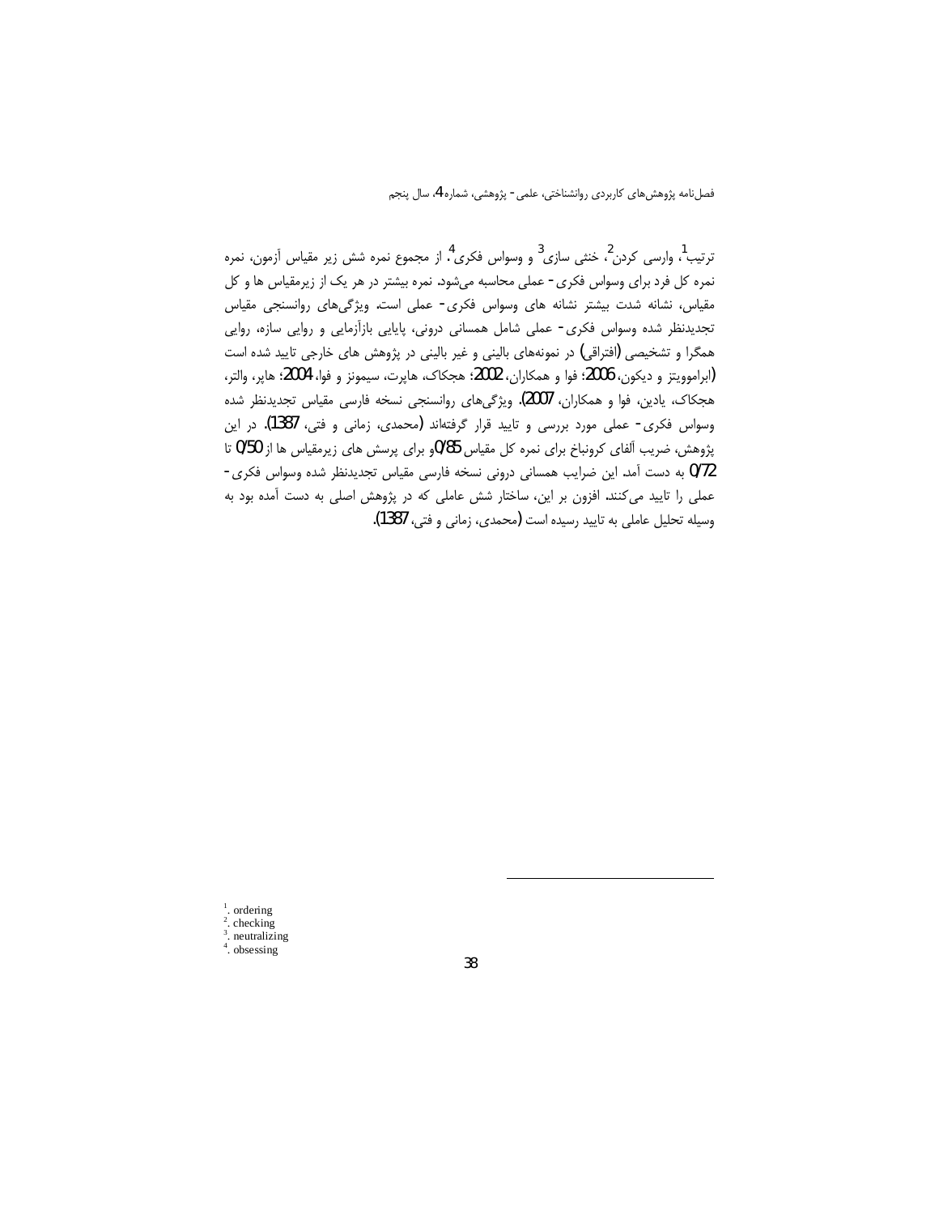ترتیب[1]، وارسی کردن[2]، خنثی سازی[3] و وسواس فکری[4]. از مجموع نمره شش زیر مقیاس آزمون، نمره نمره کل فرد برای وسواس فکری- عملی محاسبه می‌شود. نمره بیشتر در هر یک از زیرمقیاس ها و کل مقیاس، نشانه شدت بیشتر نشانه های وسواس فکری- عملی است. ویژگی‌های روانسنجی مقیاس تجدیدنظر شده وسواس فکری- عملی شامل همسانی درونی، پایایی بازآزمایی و روایی سازه، روایی همگرا و تشخیصی (افتراقی) در نمونه‌های بالینی و غیر بالینی در پژوهش های خارجی تایید شده است (ابراموویتز و دیکون، 2006؛ فوا و همکاران، 2002؛ هجکاک، هاپرت، سیمونز و فوا، 2004؛ هاپر، والتر، هجکاک، یادین، فوا و همکاران، 2007). ویژگی‌های روانسنجی نسخه فارسی مقیاس تجدیدنظر شده وسواس فکری- عملی مورد بررسی و تایید قرار گرفته‌اند (محمدی، زمانی و فتی، 1387). در این پژوهش، ضریب آلفای کرونباخ برای نمره کل مقیاس 0/85 و برای پرسش های زیرمقیاس ها از 0/50 تا 0/72 به دست آمد. این ضرایب همسانی درونی نسخه فارسی مقیاس تجدیدنظر شده وسواس فکری- عملی را تایید می‌کنند. افزون بر این، ساختار شش عاملی که در پژوهش اصلی به دست آمده بود به وسیله تحلیل عاملی به تایید رسیده است (محمدی، زمانی و فتی، 1387).

---

[1]. ordering
[2]. checking
[3]. neutralizing
[4]. obsessing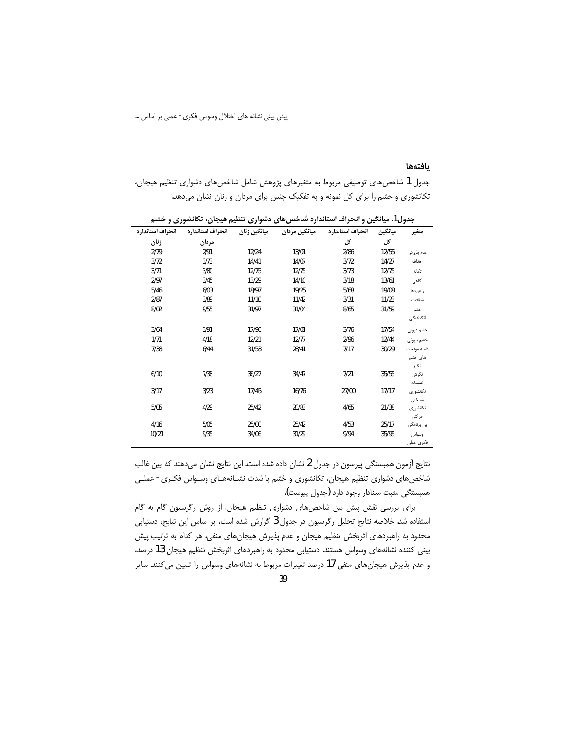## یافته‌ها

جدول 1 شاخص‌های توصیفی مربوط به متغیرهای پژوهش شامل شاخص‌های دشواری تنظیم هیجان، تکانشوری و خشم را برای کل نمونه و به تفکیک جنس برای مردان و زنان نشان می‌دهد.

جدول1. میانگین و انحراف استاندارد شاخص‌های دشواری تنظیم هیجان، تکانشوری و خشم

| متغیر | میانگین کل | انحراف استاندارد کل | میانگین مردان | میانگین زنان | انحراف استاندارد مردان | انحراف استاندارد زنان |
|---|---|---|---|---|---|---|
| عدم پذیرش | 12/55 | 2/86 | 13/01 | 12/24 | 2/91 | 2/79 |
| اهداف | 14/27 | 3/72 | 14/07 | 14/41 | 3/73 | 3/72 |
| تکانه | 12/75 | 3/73 | 12/75 | 12/75 | 3/80 | 3/71 |
| آگاهی | 13/61 | 3/18 | 14/10 | 13/29 | 3/45 | 2/97 |
| راهبردها | 19/08 | 5/68 | 19/25 | 18/97 | 6/03 | 5/46 |
| شفافیت | 11/23 | 3/31 | 11/42 | 11/10 | 3/88 | 2/87 |
| خشم انگیختگی | 31/58 | 8/65 | 31/04 | 31/97 | 9/55 | 8/02 |
| خشم درونی | 17/54 | 3/76 | 17/01 | 17/90 | 3/91 | 3/64 |
| خشم بیرونی | 12/44 | 2/96 | 12/77 | 12/21 | 4/18 | 1/71 |
| دامنه موقعیت های خشم انگیز | 30/29 | 7/17 | 28/41 | 31/53 | 6/44 | 7/38 |
| نگرش خصمانه | 35/55 | 7/21 | 34/47 | 36/27 | 7/38 | 6/10 |
| تکانشوری شناختی | 17/17 | 27/00 | 16/76 | 17/45 | 3/23 | 3/17 |
| تکانشوری حرکتی | 21/38 | 4/65 | 20/83 | 25/42 | 4/29 | 5/05 |
| بی برنامگی | 25/17 | 4/53 | 25/42 | 25/00 | 5/05 | 4/16 |
| وسواس فکری عملی | 35/95 | 9/94 | 31/29 | 34/06 | 9/38 | 10/21 |

نتایج آزمون همبستگی پیرسون در جدول 2 نشان داده شده است. این نتایج نشان می‌دهند که بین غالب شاخص‌های دشواری تنظیم هیجان، تکانشوری و خشم با شدت نشانه‌های وسواس فکری- عملی همبستگی مثبت معنادار وجود دارد (جدول پیوست).

برای بررسی نقش پیش بین شاخص‌های دشواری تنظیم هیجان، از روش رگرسیون گام به گام استفاده شد. خلاصه نتایج تحلیل رگرسیون در جدول 3 گزارش شده است. بر اساس این نتایج، دستیابی محدود به راهبردهای اثربخش تنظیم هیجان و عدم پذیرش هیجان‌های منفی، هر کدام به ترتیب پیش بینی کننده نشانه‌های وسواس هستند. دستیابی محدود به راهبردهای اثربخش تنظیم هیجان 13 درصد، و عدم پذیرش هیجان‌های منفی 17 درصد تغییرات مربوط به نشانه‌های وسواس را تبیین می‌کنند. سایر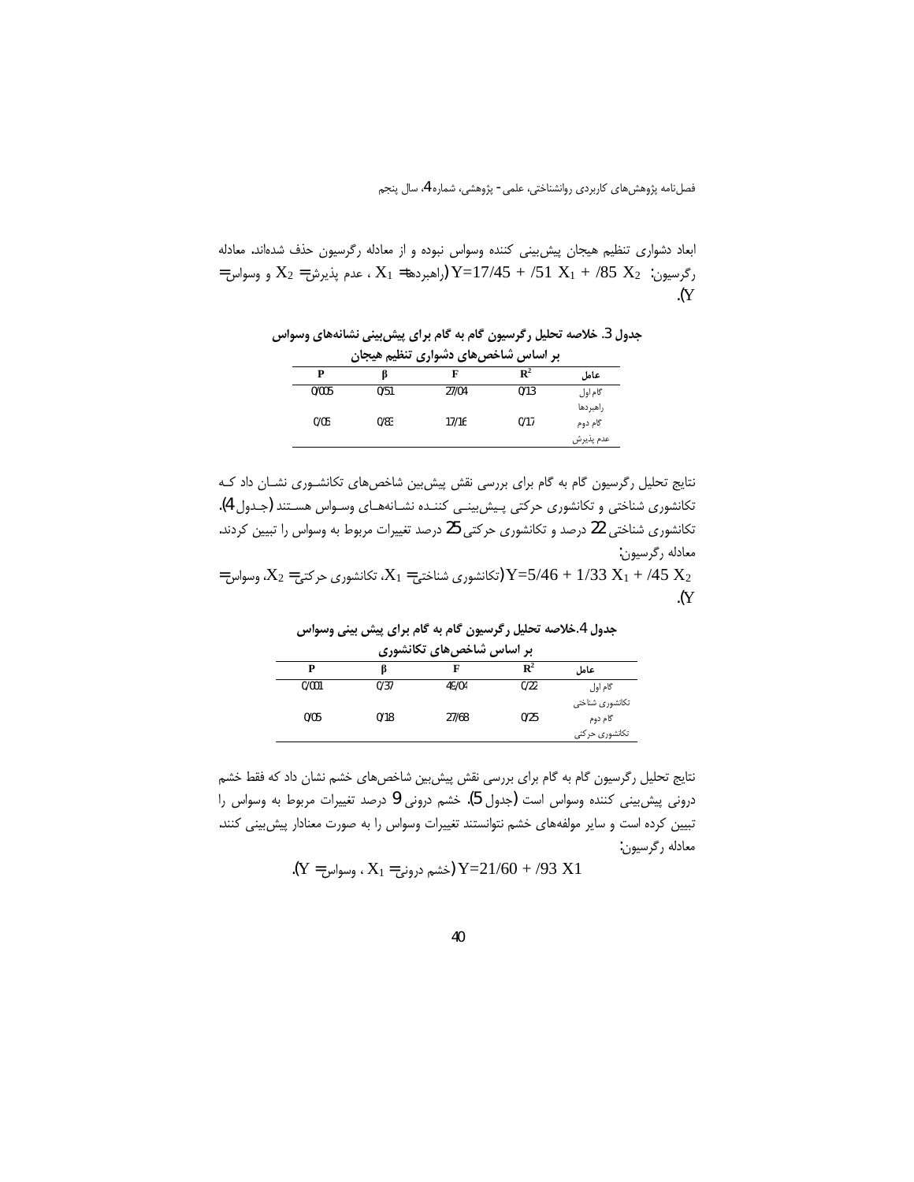ابعاد دشواری تنظیم هیجان پیش‌بینی کننده وسواس نبوده و از معادله رگرسیون حذف شده‌اند. معادله رگرسیون: $Y=17/45 + /51\ X_1 + /85\ X_2$ (راهبردها= $X_1$ ، عدم پذیرش= $X_2$ و وسواس= Y).

**جدول 3. خلاصه تحلیل رگرسیون گام به گام برای پیش‌بینی نشانه‌های وسواس بر اساس شاخص‌های دشواری تنظیم هیجان**

| عامل | $R^2$ | F | β | P |
|---|---|---|---|---|
| گام اول راهبردها | 0/13 | 27/04 | 0/51 | 0/005 |
| گام دوم عدم پذیرش | 0/17 | 17/16 | 0/85 | 0/05 |

نتایج تحلیل رگرسیون گام به گام برای بررسی نقش پیش‌بین شاخص‌های تکانشـوری نشـان داد کـه تکانشوری شناختی و تکانشوری حرکتی پـیش‌بینـی کننـده نشـانه‌هـای وسـواس هسـتند (جـدول 4). تکانشوری شناختی 22 درصد و تکانشوری حرکتی 25 درصد تغییرات مربوط به وسواس را تبیین کردند. معادله رگرسیون:

$Y=5/46 + 1/33\ X_1 + /45\ X_2$ (تکانشوری شناختی= $X_1$، تکانشوری حرکتی= $X_2$، وسواس= Y).

**جدول 4. خلاصه تحلیل رگرسیون گام به گام برای پیش بینی وسواس بر اساس شاخص‌های تکانشوری**

| عامل | $R^2$ | F | β | P |
|---|---|---|---|---|
| گام اول تکانشوری شناختی | 0/22 | 49/04 | 0/37 | 0/001 |
| گام دوم تکانشوری حرکتی | 0/25 | 27/68 | 0/18 | 0/05 |

نتایج تحلیل رگرسیون گام به گام برای بررسی نقش پیش‌بین شاخص‌های خشم نشان داد که فقط خشم درونی پیش‌بینی کننده وسواس است (جدول 5). خشم درونی 9 درصد تغییرات مربوط به وسواس را تبیین کرده است و سایر مولفه‌های خشم نتوانستند تغییرات وسواس را به صورت معنادار پیش‌بینی کنند. معادله رگرسیون:

$Y=21/60 + /93\ X1$ (خشم درونی= $X_1$ ، وسواس= Y).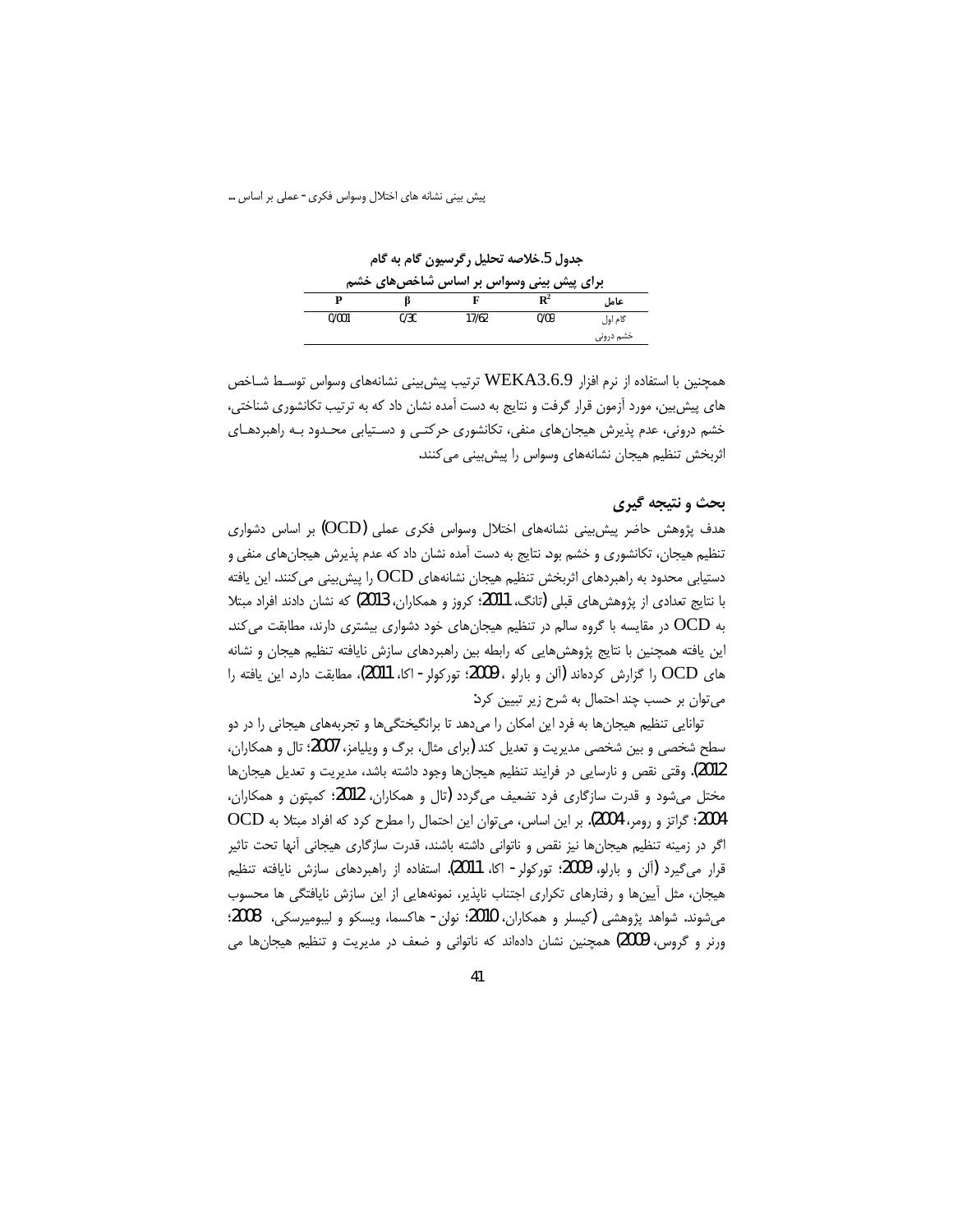جدول 5. خلاصه تحلیل رگرسیون گام به گام

برای پیش بینی وسواس بر اساس شاخص‌های خشم

| عامل | $R^2$ | F | β | P |
|---|---|---|---|---|
| گام اول خشم درونی | 0/09 | 17/62 | 0/30 | 0/001 |

همچنین با استفاده از نرم افزار WEKA3.6.9 ترتیب پیش‌بینی نشانه‌های وسواس توسط شاخص های پیش‌بین، مورد آزمون قرار گرفت و نتایج به دست آمده نشان داد که به ترتیب تکانشوری شناختی، خشم درونی، عدم پذیرش هیجان‌های منفی، تکانشوری حرکتی و دستیابی محدود به راهبردهای اثربخش تنظیم هیجان نشانه‌های وسواس را پیش‌بینی می‌کنند.

## بحث و نتیجه گیری

هدف پژوهش حاضر پیش‌بینی نشانه‌های اختلال وسواس فکری عملی (OCD) بر اساس دشواری تنظیم هیجان، تکانشوری و خشم بود. نتایج به دست آمده نشان داد که عدم پذیرش هیجان‌های منفی و دستیابی محدود به راهبردهای اثربخش تنظیم هیجان نشانه‌های OCD را پیش‌بینی می‌کنند. این یافته با نتایج تعدادی از پژوهش‌های قبلی (تانگ، 2011؛ کروز و همکاران، 2013) که نشان دادند افراد مبتلا به OCD در مقایسه با گروه سالم در تنظیم هیجان‌های خود دشواری بیشتری دارند، مطابقت می‌کند. این یافته همچنین با نتایج پژوهش‌هایی که رابطه بین راهبردهای سازش نایافته تنظیم هیجان و نشانه های OCD را گزارش کرده‌اند (آلن و بارلو، 2009؛ تورکولر - اکا، 2011)، مطابقت دارد. این یافته را می‌توان بر حسب چند احتمال به شرح زیر تبیین کرد:

توانایی تنظیم هیجان‌ها به فرد این امکان را می‌دهد تا برانگیختگی‌ها و تجربه‌های هیجانی را در دو سطح شخصی و بین شخصی مدیریت و تعدیل کند (برای مثال، برگ و ویلیامز، 2007؛ تال و همکاران، 2012). وقتی نقص و نارسایی در فرایند تنظیم هیجان‌ها وجود داشته باشد، مدیریت و تعدیل هیجان‌ها مختل می‌شود و قدرت سازگاری فرد تضعیف می‌گردد (تال و همکاران، 2012؛ کمپتون و همکاران، 2004؛ گراتز و رومر، 2004). بر این اساس، می‌توان این احتمال را مطرح کرد که افراد مبتلا به OCD اگر در زمینه تنظیم هیجان‌ها نیز نقص و ناتوانی داشته باشند، قدرت سازگاری هیجانی آنها تحت تاثیر قرار می‌گیرد (آلن و بارلو، 2009؛ تورکولر - اکا، 2011). استفاده از راهبردهای سازش نایافته تنظیم هیجان، مثل آیین‌ها و رفتارهای تکراری اجتناب ناپذیر، نمونه‌هایی از این سازش نایافتگی ها محسوب می‌شوند. شواهد پژوهشی (کیسلر و همکاران، 2010؛ نولن - هاکسما، ویسکو و لیبومیرسکی، 2008؛ ورنر و گروس، 2009) همچنین نشان داده‌اند که ناتوانی و ضعف در مدیریت و تنظیم هیجان‌ها می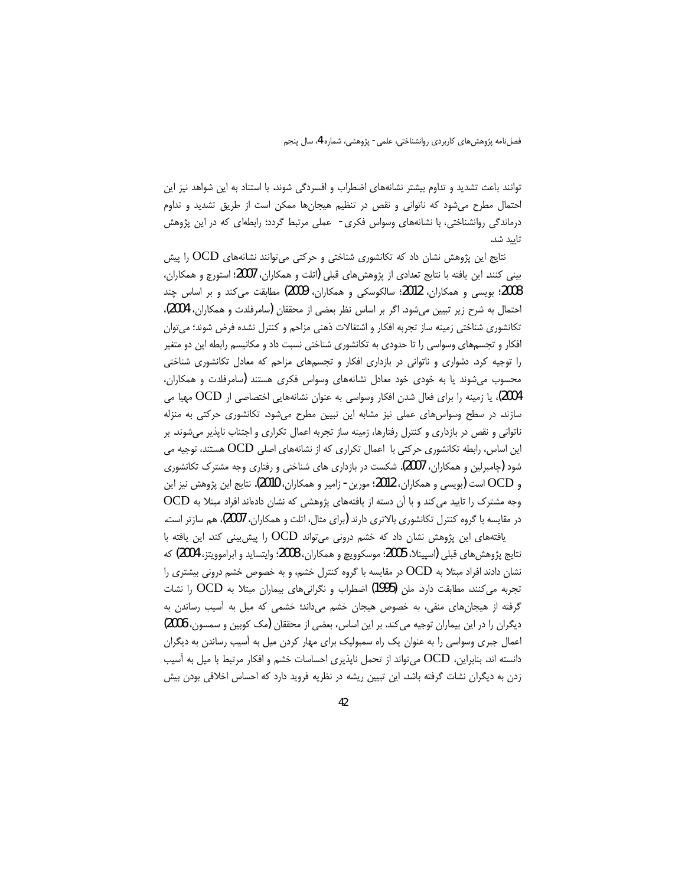توانند باعث تشدید و تداوم بیشتر نشانه‌های اضطراب و افسردگی شوند. با استناد به این شواهد نیز این احتمال مطرح می‌شود که ناتوانی و نقص در تنظیم هیجان‌ها ممکن است از طریق تشدید و تداوم درماندگی روانشناختی، با نشانه‌های وسواس فکری- عملی مرتبط گردد؛ رابطه‌ای که در این پژوهش تایید شد.

نتایج این پژوهش نشان داد که تکانشوری شناختی و حرکتی می‌توانند نشانه‌های OCD را پیش بینی کنند این یافته با نتایج تعدادی از پژوهش‌های قبلی (اتلت و همکاران، 2007؛ استورچ و همکاران، 2008؛ بویسی و همکاران، 2012؛ سالکوسکی و همکاران، 2009) مطابقت می‌کند و بر اساس چند احتمال به شرح زیر تبیین می‌شود. اگر بر اساس نظر بعضی از محققان (سامرفلدت و همکاران، 2004)، تکانشوری شناختی زمینه ساز تجربه افکار و اشتغالات ذهنی مزاحم و کنترل نشده فرض شوند؛ می‌توان افکار و تجسم‌های وسواسی را تا حدودی به تکانشوری شناختی نسبت داد و مکانیسم رابطه این دو متغیر را توجیه کرد. دشواری و ناتوانی در بازداری افکار و تجسم‌های مزاحم که معادل تکانشوری شناختی محسوب می‌شوند یا به خودی خود معادل نشانه‌های وسواس فکری هستند (سامرفلدت و همکاران، 2004)، یا زمینه را برای فعال شدن افکار وسواسی به عنوان نشانه‌هایی اختصاصی ار OCD مهیا می سازند. در سطح وسواس‌های عملی نیز تبیین مشابه این تبیین مطرح می‌شود. تکانشوری حرکتی به منزله ناتوانی و نقص در بازداری و کنترل رفتارها، زمینه ساز تجربه اعمال تکراری و اجتناب ناپذیر می‌شوند. بر این اساس، رابطه تکانشوری حرکتی با اعمال تکراری که از نشانه‌های اصلی OCD هستند، توجیه می شود (چامبرلین و همکاران، 2007). شکست در بازداری های شناختی و رفتاری وجه مشترک تکانشوری و OCD است (بویسی و همکاران، 2012؛ مورین- زامیر و همکاران، 2010). نتایج این پژوهش نیز این وجه مشترک را تایید می‌کند و با آن دسته از یافته‌های پژوهشی که نشان داده‌اند افراد مبتلا به OCD در مقایسه با گروه کنترل تکانشوری بالاتری دارند (برای مثال، اتلت و همکاران، 2007)، هم سازتر است.

یافته‌های این پژوهش نشان داد که خشم درونی می‌تواند OCD را پیش‌بینی کند این یافته با نتایج پژوهش‌های قبلی (اسپینلا، 2005؛ موسکوویچ و همکاران، 2008؛ وایتساید و ابراموویتز، 2004) که نشان دادند افراد مبتلا به OCD در مقایسه با گروه کنترل خشم، و به خصوص خشم درونی بیشتری را تجربه می‌کنند، مطابقت دارد. ملن (1995) اضطراب و نگرانی‌های بیماران مبتلا به OCD را نشات گرفته از هیجان‌های منفی، به خصوص هیجان خشم می‌داند؛ خشمی که میل به آسیب رساندن به دیگران را در این بیماران توجیه می‌کند. بر این اساس، بعضی از محققان (مک کوبین و سمسون، 2006) اعمال جبری وسواسی را به عنوان یک راه سمبولیک برای مهار کردن میل به آسیب رساندن به دیگران دانسته اند. بنابراین، OCD می‌تواند از تحمل ناپذیری احساسات خشم و افکار مرتبط با میل به آسیب زدن به دیگران نشات گرفته باشد. این تبیین ریشه در نظریه فروید دارد که احساس اخلاقی بودن بیش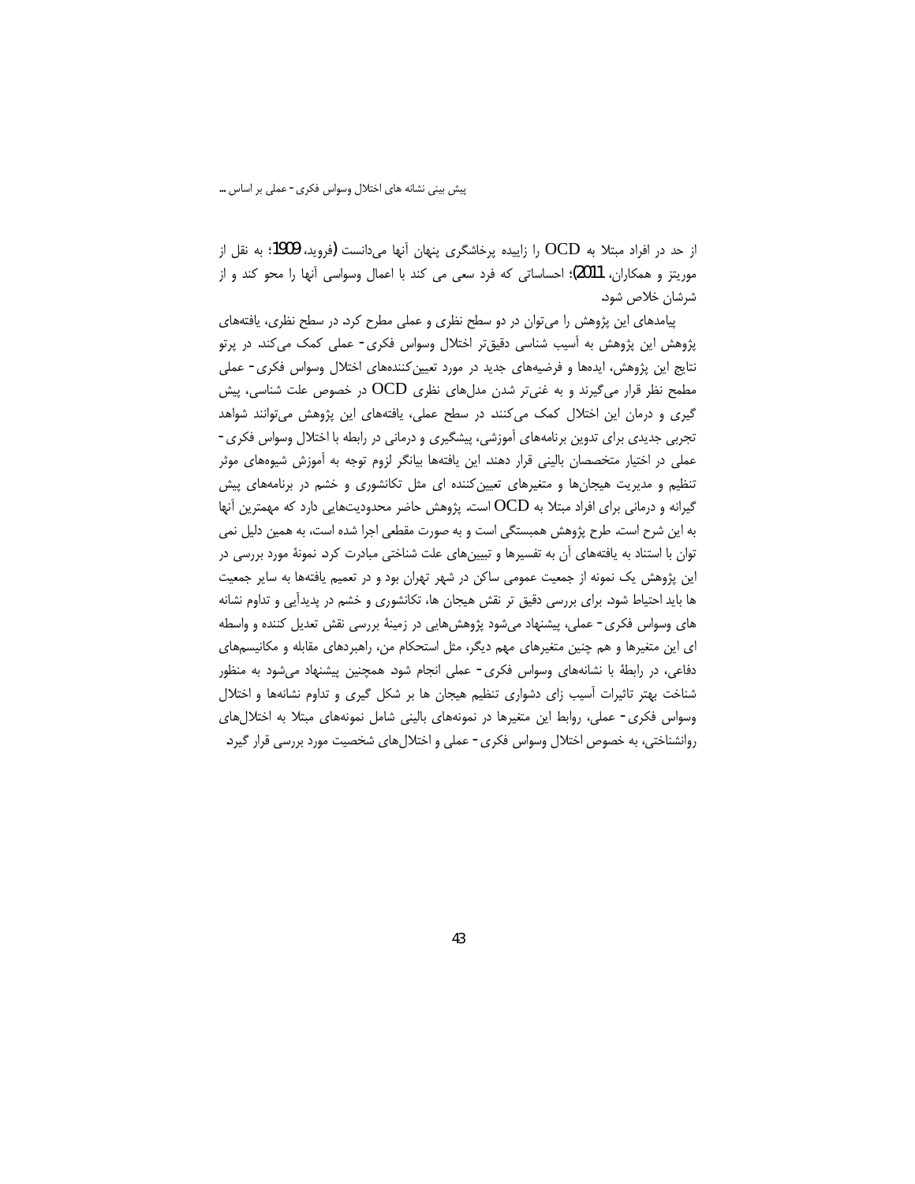از حد در افراد مبتلا به OCD را زاییده پرخاشگری پنهان آنها می‌دانست (فروید، 1909؛ به نقل از موریتز و همکاران، 2011)؛ احساساتی که فرد سعی می کند با اعمال وسواسی آنها را محو کند و از شرشان خلاص شود.

پیامدهای این پژوهش را می‌توان در دو سطح نظری و عملی مطرح کرد. در سطح نظری، یافته‌های پژوهش این پژوهش به آسیب شناسی دقیق‌تر اختلال وسواس فکری- عملی کمک می‌کند. در پرتو نتایج این پژوهش، ایده‌ها و فرضیه‌های جدید در مورد تعیین‌کننده‌های اختلال وسواس فکری- عملی مطمح نظر قرار می‌گیرند و به غنی‌تر شدن مدل‌های نظری OCD در خصوص علت شناسی، پیش گیری و درمان این اختلال کمک می‌کنند. در سطح عملی، یافته‌های این پژوهش می‌توانند شواهد تجربی جدیدی برای تدوین برنامه‌های آموزشی، پیشگیری و درمانی در رابطه با اختلال وسواس فکری- عملی در اختیار متخصصان بالینی قرار دهند. این یافته‌ها بیانگر لزوم توجه به آموزش شیوه‌های موثر تنظیم و مدیریت هیجان‌ها و متغیرهای تعیین‌کننده ای مثل تکانشوری و خشم در برنامه‌های پیش گیرانه و درمانی برای افراد مبتلا به OCD است. پژوهش حاضر محدودیت‌هایی دارد که مهمترین آنها به این شرح است. طرح پژوهش همبستگی است و به صورت مقطعی اجرا شده است، به همین دلیل نمی توان با استناد به یافته‌های آن به تفسیرها و تبیین‌های علت شناختی مبادرت کرد. نمونهٔ مورد بررسی در این پژوهش یک نمونه از جمعیت عمومی ساکن در شهر تهران بود و در تعمیم یافته‌ها به سایر جمعیت ها باید احتیاط شود. برای بررسی دقیق تر نقش هیجان ها، تکانشوری و خشم در پدیدآیی و تداوم نشانه های وسواس فکری- عملی، پیشنهاد می‌شود پژوهش‌هایی در زمینهٔ بررسی نقش تعدیل کننده و واسطه ای این متغیرها و هم چنین متغیرهای مهم دیگر، مثل استحکام من، راهبردهای مقابله و مکانیسم‌های دفاعی، در رابطهٔ با نشانه‌های وسواس فکری- عملی انجام شود. همچنین پیشنهاد می‌شود به منظور شناخت بهتر تاثیرات آسیب زای دشواری تنظیم هیجان ها بر شکل گیری و تداوم نشانه‌ها و اختلال وسواس فکری- عملی، روابط این متغیرها در نمونه‌های بالینی شامل نمونه‌های مبتلا به اختلال‌های روانشناختی، به خصوص اختلال وسواس فکری- عملی و اختلال‌های شخصیت مورد بررسی قرار گیرد.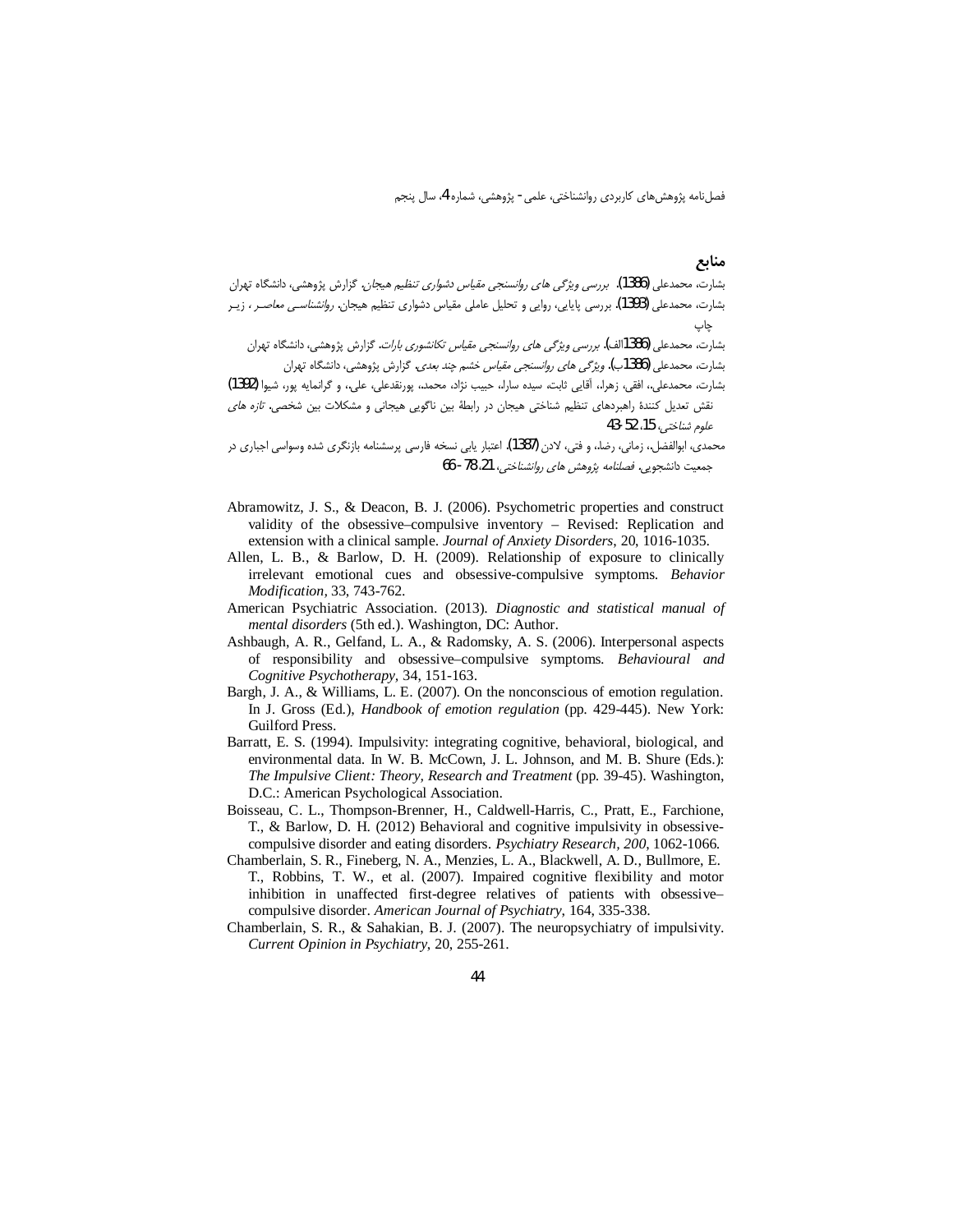## منابع

بشارت، محمدعلی (1386). *بررسی ویژگی های روانسنجی مقیاس دشواری تنظیم هیجان*. گزارش پژوهشی، دانشگاه تهران

بشارت، محمدعلی (1393). بررسی پایایی، روایی و تحلیل عاملی مقیاس دشواری تنظیم هیجان. *روانشناسی معاصر*، زیر چاپ

بشارت، محمدعلی (1386الف). *بررسی ویژگی های روانسنجی مقیاس تکانشوری بارات*. گزارش پژوهشی، دانشگاه تهران

بشارت، محمدعلی (1386ب). *ویژگی های روانسنجی مقیاس خشم چند بعدی*. گزارش پژوهشی، دانشگاه تهران

بشارت، محمدعلی،، افقی، زهرا، آقایی ثابت، سیده سارا، حبیب نژاد، محمد، پورنقدعلی، علی، و گرانمایه پور، شیوا (1392) نقش تعدیل کنندهٔ راهبردهای تنظیم شناختی هیجان در رابطهٔ بین ناگویی هیجانی و مشکلات بین شخصی. *تازه های علوم شناختی*، 15، 52-43

محمدی، ابوالفضل، زمانی، رضا، و فتی، لادن (1387). اعتبار یابی نسخه فارسی پرسشنامه بازنگری شده وسواسی اجباری در جمعیت دانشجویی. *فصلنامه پژوهش های روانشناختی*، 21، 78-66

Abramowitz, J. S., & Deacon, B. J. (2006). Psychometric properties and construct validity of the obsessive–compulsive inventory – Revised: Replication and extension with a clinical sample. *Journal of Anxiety Disorders*, 20, 1016-1035.

Allen, L. B., & Barlow, D. H. (2009). Relationship of exposure to clinically irrelevant emotional cues and obsessive-compulsive symptoms. *Behavior Modification*, 33, 743-762.

American Psychiatric Association. (2013). *Diagnostic and statistical manual of mental disorders* (5th ed.). Washington, DC: Author.

Ashbaugh, A. R., Gelfand, L. A., & Radomsky, A. S. (2006). Interpersonal aspects of responsibility and obsessive–compulsive symptoms. *Behavioural and Cognitive Psychotherapy*, 34, 151-163.

Bargh, J. A., & Williams, L. E. (2007). On the nonconscious of emotion regulation. In J. Gross (Ed.), *Handbook of emotion regulation* (pp. 429-445). New York: Guilford Press.

Barratt, E. S. (1994). Impulsivity: integrating cognitive, behavioral, biological, and environmental data. In W. B. McCown, J. L. Johnson, and M. B. Shure (Eds.): *The Impulsive Client: Theory, Research and Treatment* (pp. 39-45). Washington, D.C.: American Psychological Association.

Boisseau, C. L., Thompson-Brenner, H., Caldwell-Harris, C., Pratt, E., Farchione, T., & Barlow, D. H. (2012) Behavioral and cognitive impulsivity in obsessive-compulsive disorder and eating disorders. *Psychiatry Research*, *200*, 1062-1066.

Chamberlain, S. R., Fineberg, N. A., Menzies, L. A., Blackwell, A. D., Bullmore, E. T., Robbins, T. W., et al. (2007). Impaired cognitive flexibility and motor inhibition in unaffected first-degree relatives of patients with obsessive–compulsive disorder. *American Journal of Psychiatry*, 164, 335-338.

Chamberlain, S. R., & Sahakian, B. J. (2007). The neuropsychiatry of impulsivity. *Current Opinion in Psychiatry*, 20, 255-261.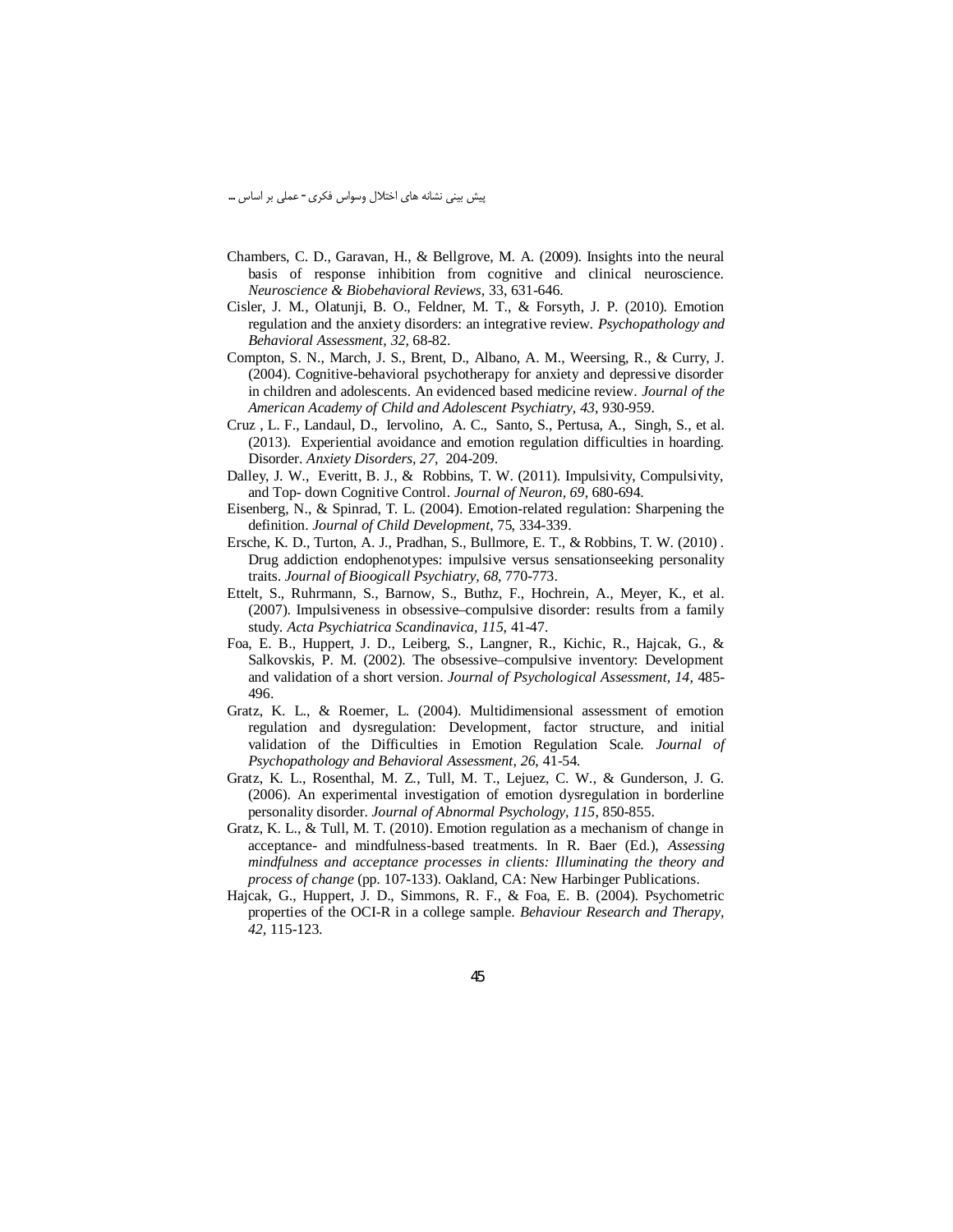Chambers, C. D., Garavan, H., & Bellgrove, M. A. (2009). Insights into the neural basis of response inhibition from cognitive and clinical neuroscience. *Neuroscience & Biobehavioral Reviews*, 33, 631-646.

Cisler, J. M., Olatunji, B. O., Feldner, M. T., & Forsyth, J. P. (2010). Emotion regulation and the anxiety disorders: an integrative review. *Psychopathology and Behavioral Assessment, 32,* 68-82.

Compton, S. N., March, J. S., Brent, D., Albano, A. M., Weersing, R., & Curry, J. (2004). Cognitive-behavioral psychotherapy for anxiety and depressive disorder in children and adolescents. An evidenced based medicine review. *Journal of the American Academy of Child and Adolescent Psychiatry, 43,* 930-959.

Cruz , L. F., Landaul, D., Iervolino, A. C., Santo, S., Pertusa, A., Singh, S., et al. (2013). Experiential avoidance and emotion regulation difficulties in hoarding. Disorder. *Anxiety Disorders, 27,* 204-209.

Dalley, J. W., Everitt, B. J., & Robbins, T. W. (2011). Impulsivity, Compulsivity, and Top- down Cognitive Control. *Journal of Neuron, 69,* 680-694.

Eisenberg, N., & Spinrad, T. L. (2004). Emotion-related regulation: Sharpening the definition. *Journal of Child Development*, 75, 334-339.

Ersche, K. D., Turton, A. J., Pradhan, S., Bullmore, E. T., & Robbins, T. W. (2010) . Drug addiction endophenotypes: impulsive versus sensationseeking personality traits. *Journal of Bioogicall Psychiatry, 68,* 770-773.

Ettelt, S., Ruhrmann, S., Barnow, S., Buthz, F., Hochrein, A., Meyer, K., et al. (2007). Impulsiveness in obsessive–compulsive disorder: results from a family study. *Acta Psychiatrica Scandinavica, 115,* 41-47.

Foa, E. B., Huppert, J. D., Leiberg, S., Langner, R., Kichic, R., Hajcak, G., & Salkovskis, P. M. (2002). The obsessive–compulsive inventory: Development and validation of a short version. *Journal of Psychological Assessment, 14,* 485-496.

Gratz, K. L., & Roemer, L. (2004). Multidimensional assessment of emotion regulation and dysregulation: Development, factor structure, and initial validation of the Difficulties in Emotion Regulation Scale. *Journal of Psychopathology and Behavioral Assessment, 26,* 41-54.

Gratz, K. L., Rosenthal, M. Z., Tull, M. T., Lejuez, C. W., & Gunderson, J. G. (2006). An experimental investigation of emotion dysregulation in borderline personality disorder. *Journal of Abnormal Psychology, 115,* 850-855.

Gratz, K. L., & Tull, M. T. (2010). Emotion regulation as a mechanism of change in acceptance- and mindfulness-based treatments. In R. Baer (Ed.), *Assessing mindfulness and acceptance processes in clients: Illuminating the theory and process of change* (pp. 107-133). Oakland, CA: New Harbinger Publications.

Hajcak, G., Huppert, J. D., Simmons, R. F., & Foa, E. B. (2004). Psychometric properties of the OCI-R in a college sample. *Behaviour Research and Therapy, 42,* 115-123.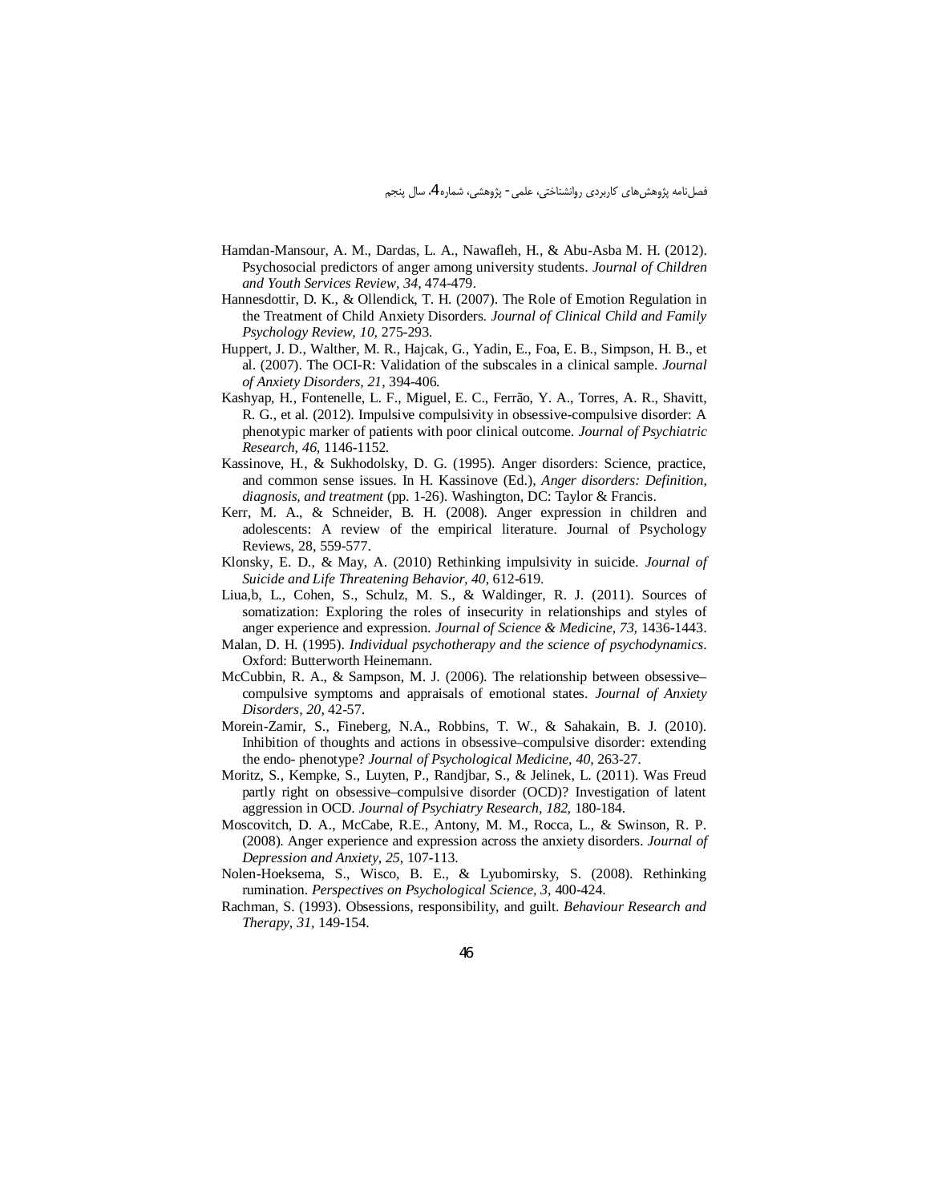Hamdan-Mansour, A. M., Dardas, L. A., Nawafleh, H., & Abu-Asba M. H. (2012). Psychosocial predictors of anger among university students. *Journal of Children and Youth Services Review, 34,* 474-479.

Hannesdottir, D. K., & Ollendick, T. H. (2007). The Role of Emotion Regulation in the Treatment of Child Anxiety Disorders. *Journal of Clinical Child and Family Psychology Review, 10,* 275-293.

Huppert, J. D., Walther, M. R., Hajcak, G., Yadin, E., Foa, E. B., Simpson, H. B., et al. (2007). The OCI-R: Validation of the subscales in a clinical sample. *Journal of Anxiety Disorders, 21,* 394-406.

Kashyap, H., Fontenelle, L. F., Miguel, E. C., Ferrão, Y. A., Torres, A. R., Shavitt, R. G., et al. (2012). Impulsive compulsivity in obsessive-compulsive disorder: A phenotypic marker of patients with poor clinical outcome. *Journal of Psychiatric Research, 46,* 1146-1152.

Kassinove, H., & Sukhodolsky, D. G. (1995). Anger disorders: Science, practice, and common sense issues. In H. Kassinove (Ed.), *Anger disorders: Definition, diagnosis, and treatment* (pp. 1-26). Washington, DC: Taylor & Francis.

Kerr, M. A., & Schneider, B. H. (2008). Anger expression in children and adolescents: A review of the empirical literature. Journal of Psychology Reviews, 28, 559-577.

Klonsky, E. D., & May, A. (2010) Rethinking impulsivity in suicide. *Journal of Suicide and Life Threatening Behavior, 40,* 612-619.

Liua,b, L., Cohen, S., Schulz, M. S., & Waldinger, R. J. (2011). Sources of somatization: Exploring the roles of insecurity in relationships and styles of anger experience and expression. *Journal of Science & Medicine, 73,* 1436-1443.

Malan, D. H. (1995). *Individual psychotherapy and the science of psychodynamics*. Oxford: Butterworth Heinemann.

McCubbin, R. A., & Sampson, M. J. (2006). The relationship between obsessive–compulsive symptoms and appraisals of emotional states. *Journal of Anxiety Disorders, 20,* 42-57.

Morein-Zamir, S., Fineberg, N.A., Robbins, T. W., & Sahakain, B. J. (2010). Inhibition of thoughts and actions in obsessive–compulsive disorder: extending the endo- phenotype? *Journal of Psychological Medicine, 40,* 263-27.

Moritz, S., Kempke, S., Luyten, P., Randjbar, S., & Jelinek, L. (2011). Was Freud partly right on obsessive–compulsive disorder (OCD)? Investigation of latent aggression in OCD. *Journal of Psychiatry Research, 182,* 180-184.

Moscovitch, D. A., McCabe, R.E., Antony, M. M., Rocca, L., & Swinson, R. P. (2008). Anger experience and expression across the anxiety disorders. *Journal of Depression and Anxiety, 25,* 107-113.

Nolen-Hoeksema, S., Wisco, B. E., & Lyubomirsky, S. (2008). Rethinking rumination. *Perspectives on Psychological Science, 3,* 400-424.

Rachman, S. (1993). Obsessions, responsibility, and guilt. *Behaviour Research and Therapy, 31,* 149-154.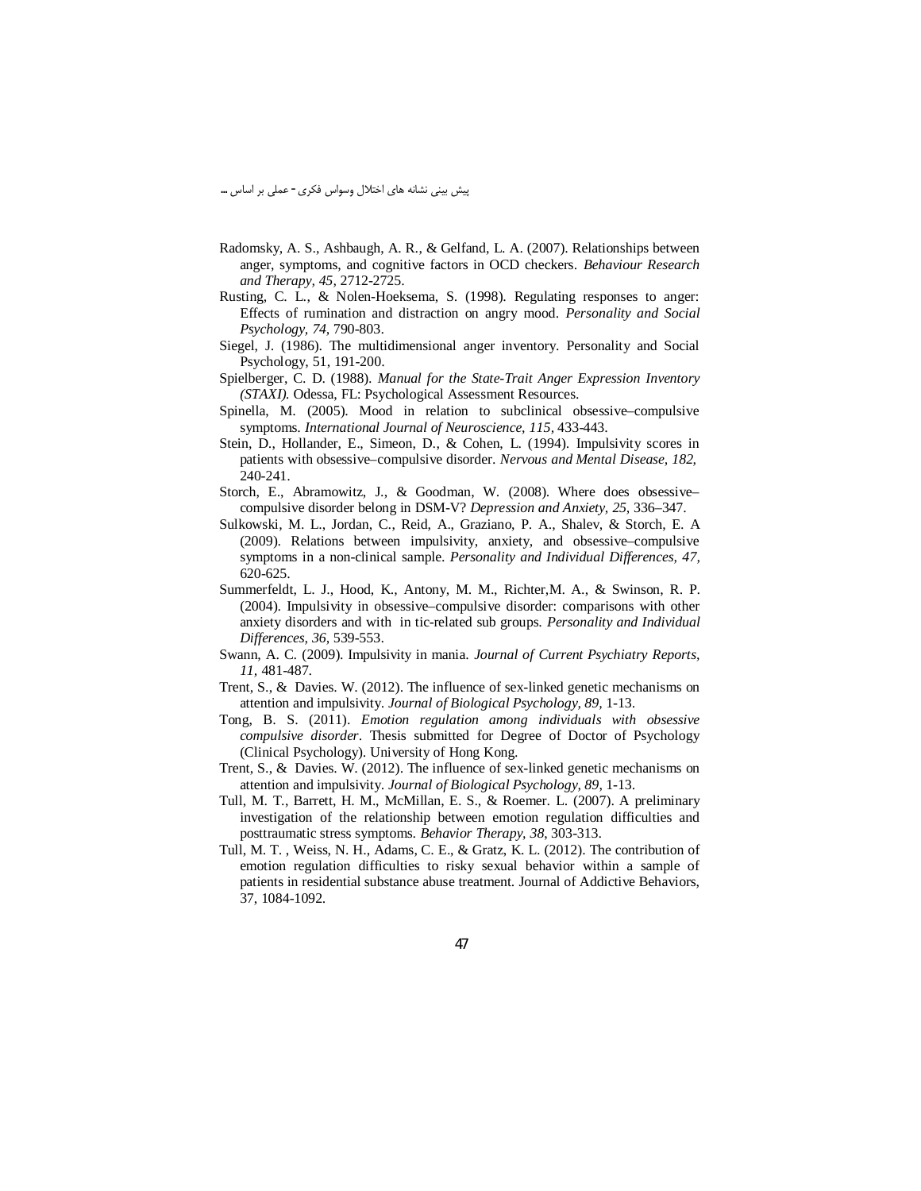Radomsky, A. S., Ashbaugh, A. R., & Gelfand, L. A. (2007). Relationships between anger, symptoms, and cognitive factors in OCD checkers. *Behaviour Research and Therapy, 45,* 2712-2725.

Rusting, C. L., & Nolen-Hoeksema, S. (1998). Regulating responses to anger: Effects of rumination and distraction on angry mood. *Personality and Social Psychology, 74,* 790-803.

Siegel, J. (1986). The multidimensional anger inventory. Personality and Social Psychology, 51, 191-200.

Spielberger, C. D. (1988). *Manual for the State-Trait Anger Expression Inventory (STAXI).* Odessa, FL: Psychological Assessment Resources.

Spinella, M. (2005). Mood in relation to subclinical obsessive–compulsive symptoms. *International Journal of Neuroscience, 115,* 433-443.

Stein, D., Hollander, E., Simeon, D., & Cohen, L. (1994). Impulsivity scores in patients with obsessive–compulsive disorder. *Nervous and Mental Disease, 182,* 240-241.

Storch, E., Abramowitz, J., & Goodman, W. (2008). Where does obsessive–compulsive disorder belong in DSM-V? *Depression and Anxiety, 25,* 336–347.

Sulkowski, M. L., Jordan, C., Reid, A., Graziano, P. A., Shalev, & Storch, E. A (2009). Relations between impulsivity, anxiety, and obsessive–compulsive symptoms in a non-clinical sample. *Personality and Individual Differences, 47,* 620-625.

Summerfeldt, L. J., Hood, K., Antony, M. M., Richter,M. A., & Swinson, R. P. (2004). Impulsivity in obsessive–compulsive disorder: comparisons with other anxiety disorders and with in tic-related sub groups. *Personality and Individual Differences, 36,* 539-553.

Swann, A. C. (2009). Impulsivity in mania. *Journal of Current Psychiatry Reports, 11,* 481-487.

Trent, S., & Davies. W. (2012). The influence of sex-linked genetic mechanisms on attention and impulsivity. *Journal of Biological Psychology, 89,* 1-13.

Tong, B. S. (2011). *Emotion regulation among individuals with obsessive compulsive disorder*. Thesis submitted for Degree of Doctor of Psychology (Clinical Psychology). University of Hong Kong.

Trent, S., & Davies. W. (2012). The influence of sex-linked genetic mechanisms on attention and impulsivity. *Journal of Biological Psychology, 89,* 1-13.

Tull, M. T., Barrett, H. M., McMillan, E. S., & Roemer. L. (2007). A preliminary investigation of the relationship between emotion regulation difficulties and posttraumatic stress symptoms. *Behavior Therapy, 38,* 303-313.

Tull, M. T. , Weiss, N. H., Adams, C. E., & Gratz, K. L. (2012). The contribution of emotion regulation difficulties to risky sexual behavior within a sample of patients in residential substance abuse treatment. Journal of Addictive Behaviors, 37, 1084-1092.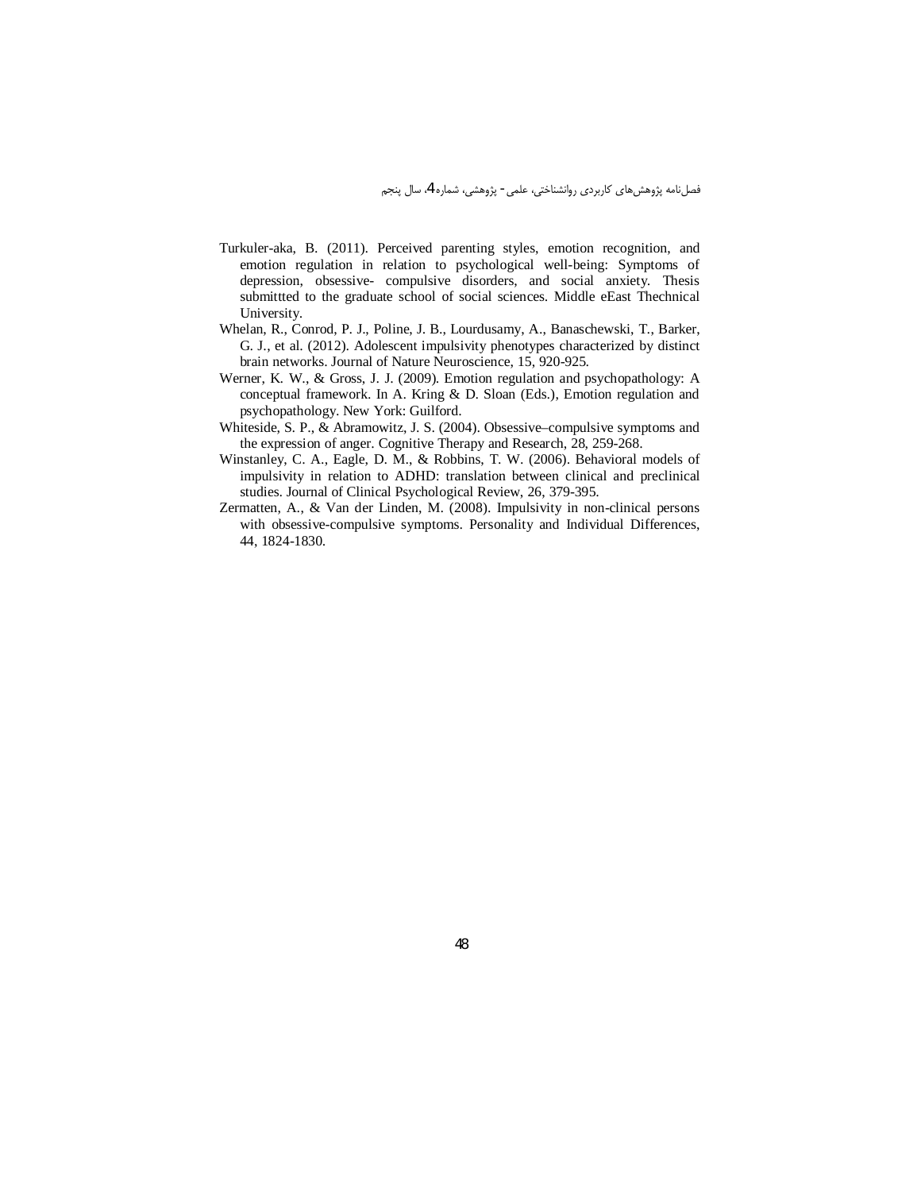Turkuler-aka, B. (2011). Perceived parenting styles, emotion recognition, and emotion regulation in relation to psychological well-being: Symptoms of depression, obsessive- compulsive disorders, and social anxiety. Thesis submittted to the graduate school of social sciences. Middle eEast Thechnical University.

Whelan, R., Conrod, P. J., Poline, J. B., Lourdusamy, A., Banaschewski, T., Barker, G. J., et al. (2012). Adolescent impulsivity phenotypes characterized by distinct brain networks. Journal of Nature Neuroscience, 15, 920-925.

Werner, K. W., & Gross, J. J. (2009). Emotion regulation and psychopathology: A conceptual framework. In A. Kring & D. Sloan (Eds.), Emotion regulation and psychopathology. New York: Guilford.

Whiteside, S. P., & Abramowitz, J. S. (2004). Obsessive–compulsive symptoms and the expression of anger. Cognitive Therapy and Research, 28, 259-268.

Winstanley, C. A., Eagle, D. M., & Robbins, T. W. (2006). Behavioral models of impulsivity in relation to ADHD: translation between clinical and preclinical studies. Journal of Clinical Psychological Review, 26, 379-395.

Zermatten, A., & Van der Linden, M. (2008). Impulsivity in non-clinical persons with obsessive-compulsive symptoms. Personality and Individual Differences, 44, 1824-1830.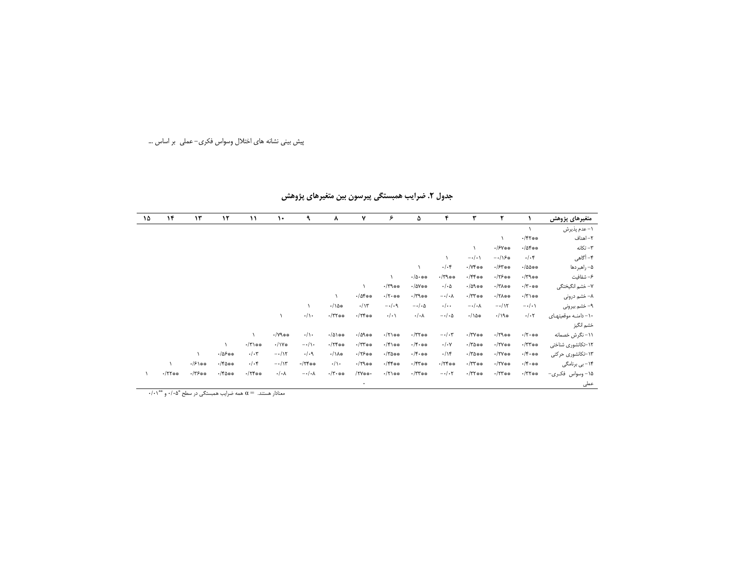**جدول ۲. ضرایب همبستگی پیرسون بین متغیرهای پژوهش**

| متغیرهای پژوهش | ۱ | ۲ | ۳ | ۴ | ۵ | ۶ | ۷ | ۸ | ۹ | ۱۰ | ۱۱ | ۱۲ | ۱۳ | ۱۴ | ۱۵ |
|---|---|---|---|---|---|---|---|---|---|---|---|---|---|---|---|
| ۱- عدم پذیرش | ۱ | | | | | | | | | | | | | | |
| ۲- اهداف | ۰/۴۲** | ۱ | | | | | | | | | | | | | |
| ۳- تکانه | ۰/۵۴** | ۰/۶۷** | ۱ | | | | | | | | | | | | |
| ۴- آگاهی | ۰/۰۴ | -۰/۱۶* | -۰/۰۱ | ۱ | | | | | | | | | | | |
| ۵- راهبردها | ۰/۵۵** | ۰/۶۳** | ۰/۷۴** | ۰/۰۴ | ۱ | | | | | | | | | | |
| ۶- شفافیت | ۰/۳۹** | ۰/۲۶** | ۰/۴۴** | ۰/۳۹** | ۰/۵۰** | ۱ | | | | | | | | | |
| ۷- خشم انگیختگی | ۰/۳۰** | ۰/۳۸** | ۰/۵۹** | ۰/۰۵ | ۰/۵۷** | ۰/۳۹** | ۱ | | | | | | | | |
| ۸- خشم درونی | ۰/۳۱** | ۰/۲۸** | ۰/۳۳** | -۰/۰۸ | ۰/۳۹** | ۰/۲۰** | ۰/۵۴** | ۱ | | | | | | | |
| ۹- خشم بیرونی | -۰/۰۱ | -۰/۱۲ | -۰/۰۸ | ۰/۰۰ | -۰/۰۵ | -۰/۰۹ | ۰/۱۳ | ۰/۱۵* | ۱ | | | | | | |
| ۱۰- دامنه موقعیتهای خشم انگیز | ۰/۰۲ | ۰/۱۹* | ۰/۱۵* | -۰/۰۵ | ۰/۰۸ | ۰/۰۱ | ۰/۲۴** | ۰/۳۲** | ۰/۱۰ | ۱ | | | | | |
| ۱۱- نگرش خصمانه | ۰/۲۰** | ۰/۲۹** | ۰/۳۷** | -۰/۰۳ | ۰/۳۲** | ۰/۲۱** | ۰/۵۹** | ۰/۵۱** | ۰/۱۰ | ۰/۷۹** | ۱ | | | | |
| ۱۲- تکانشوری شناختی | ۰/۳۳** | ۰/۲۷** | ۰/۳۵** | ۰/۰۷ | ۰/۴۰** | ۰/۴۱** | ۰/۳۳** | ۰/۲۴** | -۰/۱۰ | ۰/۱۷* | ۰/۳۱** | ۱ | | | |
| ۱۳- تکانشوری حرکتی | ۰/۴۰** | ۰/۲۷** | ۰/۳۵** | ۰/۱۴ | ۰/۴۰** | ۰/۳۵** | ۰/۲۶** | ۰/۱۸* | ۰/۰۹ | -۰/۱۲ | ۰/۰۳ | ۰/۵۶** | ۱ | | |
| ۱۴- بی برنامگی | ۰/۴۰** | ۰/۲۷** | ۰/۳۳** | ۰/۲۴** | ۰/۴۳** | ۰/۴۴** | ۰/۲۹** | ۰/۱۰ | -/۲۴** | -۰/۱۳ | ۰/۰۴ | ۰/۴۵** | ۰/۶۱** | ۱ | |
| ۱۵- وسواس فکری- عملی | ۰/۳۲** | ۰/۲۳** | ۰/۳۲** | -۰/۰۲ | ۰/۳۳** | ۰/۲۱** | ۰/۲۷** | ۰/۳۰** | -۰/۰۸ | ۰/۰۸ | ۰/۲۴** | ۰/۴۵** | ۰/۳۶** | ۰/۲۲** | ۱ |

α = همه ضرایب همبستگی در سطح *۰/۰۵ و **۰/۰۱ معنادار هستند.